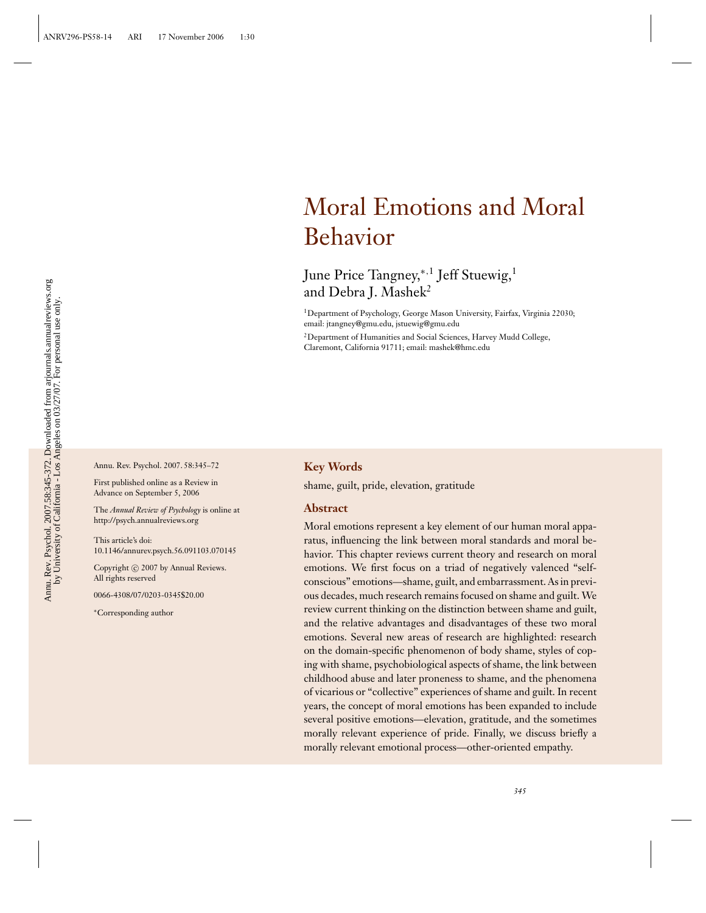# Moral Emotions and Moral Behavior

June Price Tangney,[*,1] Jeff Stuewig,[1] and Debra J. Mashek[2]

[1]Department of Psychology, George Mason University, Fairfax, Virginia 22030; email: jtangney@gmu.edu, jstuewig@gmu.edu

[2]Department of Humanities and Social Sciences, Harvey Mudd College, Claremont, California 91711; email: mashek@hmc.edu

Annu. Rev. Psychol. 2007. 58:345–72

First published online as a Review in Advance on September 5, 2006

The *Annual Review of Psychology* is online at http://psych.annualreviews.org

This article's doi: 10.1146/annurev.psych.56.091103.070145

Copyright © 2007 by Annual Reviews. All rights reserved

0066-4308/07/0203-0345$20.00

*Corresponding author

## Key Words

shame, guilt, pride, elevation, gratitude

## Abstract

Moral emotions represent a key element of our human moral apparatus, influencing the link between moral standards and moral behavior. This chapter reviews current theory and research on moral emotions. We first focus on a triad of negatively valenced "self-conscious" emotions—shame, guilt, and embarrassment. As in previous decades, much research remains focused on shame and guilt. We review current thinking on the distinction between shame and guilt, and the relative advantages and disadvantages of these two moral emotions. Several new areas of research are highlighted: research on the domain-specific phenomenon of body shame, styles of coping with shame, psychobiological aspects of shame, the link between childhood abuse and later proneness to shame, and the phenomena of vicarious or "collective" experiences of shame and guilt. In recent years, the concept of moral emotions has been expanded to include several positive emotions—elevation, gratitude, and the sometimes morally relevant experience of pride. Finally, we discuss briefly a morally relevant emotional process—other-oriented empathy.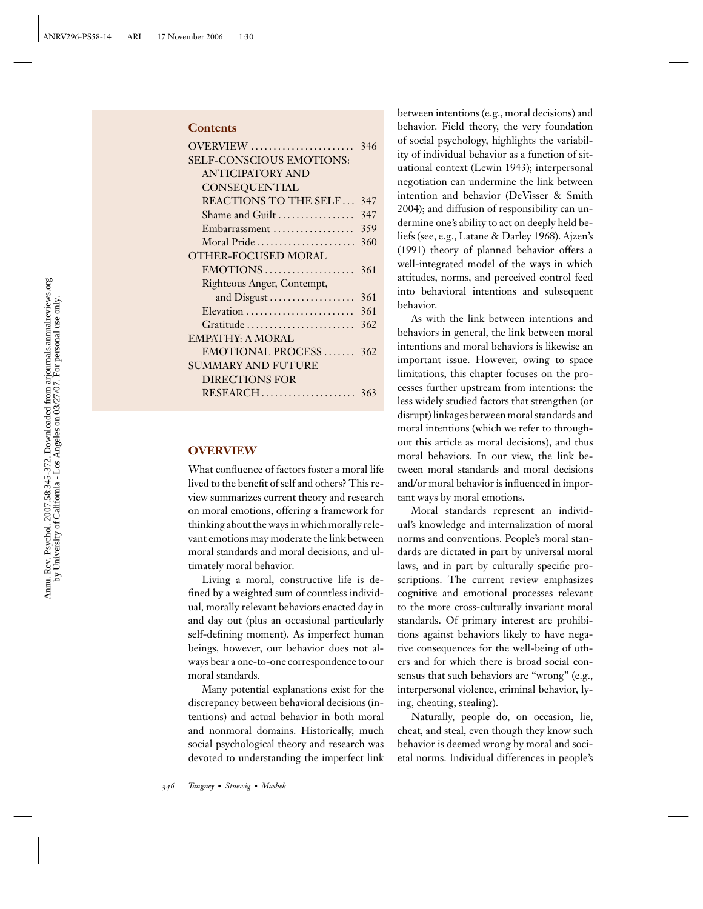**Contents**

| | |
|---|---|
| OVERVIEW | 346 |
| SELF-CONSCIOUS EMOTIONS: ANTICIPATORY AND CONSEQUENTIAL REACTIONS TO THE SELF | 347 |
| Shame and Guilt | 347 |
| Embarrassment | 359 |
| Moral Pride | 360 |
| OTHER-FOCUSED MORAL EMOTIONS | 361 |
| Righteous Anger, Contempt, and Disgust | 361 |
| Elevation | 361 |
| Gratitude | 362 |
| EMPATHY: A MORAL EMOTIONAL PROCESS | 362 |
| SUMMARY AND FUTURE DIRECTIONS FOR RESEARCH | 363 |

## OVERVIEW

What confluence of factors foster a moral life lived to the benefit of self and others? This review summarizes current theory and research on moral emotions, offering a framework for thinking about the ways in which morally relevant emotions may moderate the link between moral standards and moral decisions, and ultimately moral behavior.

Living a moral, constructive life is defined by a weighted sum of countless individual, morally relevant behaviors enacted day in and day out (plus an occasional particularly self-defining moment). As imperfect human beings, however, our behavior does not always bear a one-to-one correspondence to our moral standards.

Many potential explanations exist for the discrepancy between behavioral decisions (intentions) and actual behavior in both moral and nonmoral domains. Historically, much social psychological theory and research was devoted to understanding the imperfect link between intentions (e.g., moral decisions) and behavior. Field theory, the very foundation of social psychology, highlights the variability of individual behavior as a function of situational context (Lewin 1943); interpersonal negotiation can undermine the link between intention and behavior (DeVisser & Smith 2004); and diffusion of responsibility can undermine one's ability to act on deeply held beliefs (see, e.g., Latane & Darley 1968). Ajzen's (1991) theory of planned behavior offers a well-integrated model of the ways in which attitudes, norms, and perceived control feed into behavioral intentions and subsequent behavior.

As with the link between intentions and behaviors in general, the link between moral intentions and moral behaviors is likewise an important issue. However, owing to space limitations, this chapter focuses on the processes further upstream from intentions: the less widely studied factors that strengthen (or disrupt) linkages between moral standards and moral intentions (which we refer to throughout this article as moral decisions), and thus moral behaviors. In our view, the link between moral standards and moral decisions and/or moral behavior is influenced in important ways by moral emotions.

Moral standards represent an individual's knowledge and internalization of moral norms and conventions. People's moral standards are dictated in part by universal moral laws, and in part by culturally specific proscriptions. The current review emphasizes cognitive and emotional processes relevant to the more cross-culturally invariant moral standards. Of primary interest are prohibitions against behaviors likely to have negative consequences for the well-being of others and for which there is broad social consensus that such behaviors are "wrong" (e.g., interpersonal violence, criminal behavior, lying, cheating, stealing).

Naturally, people do, on occasion, lie, cheat, and steal, even though they know such behavior is deemed wrong by moral and societal norms. Individual differences in people's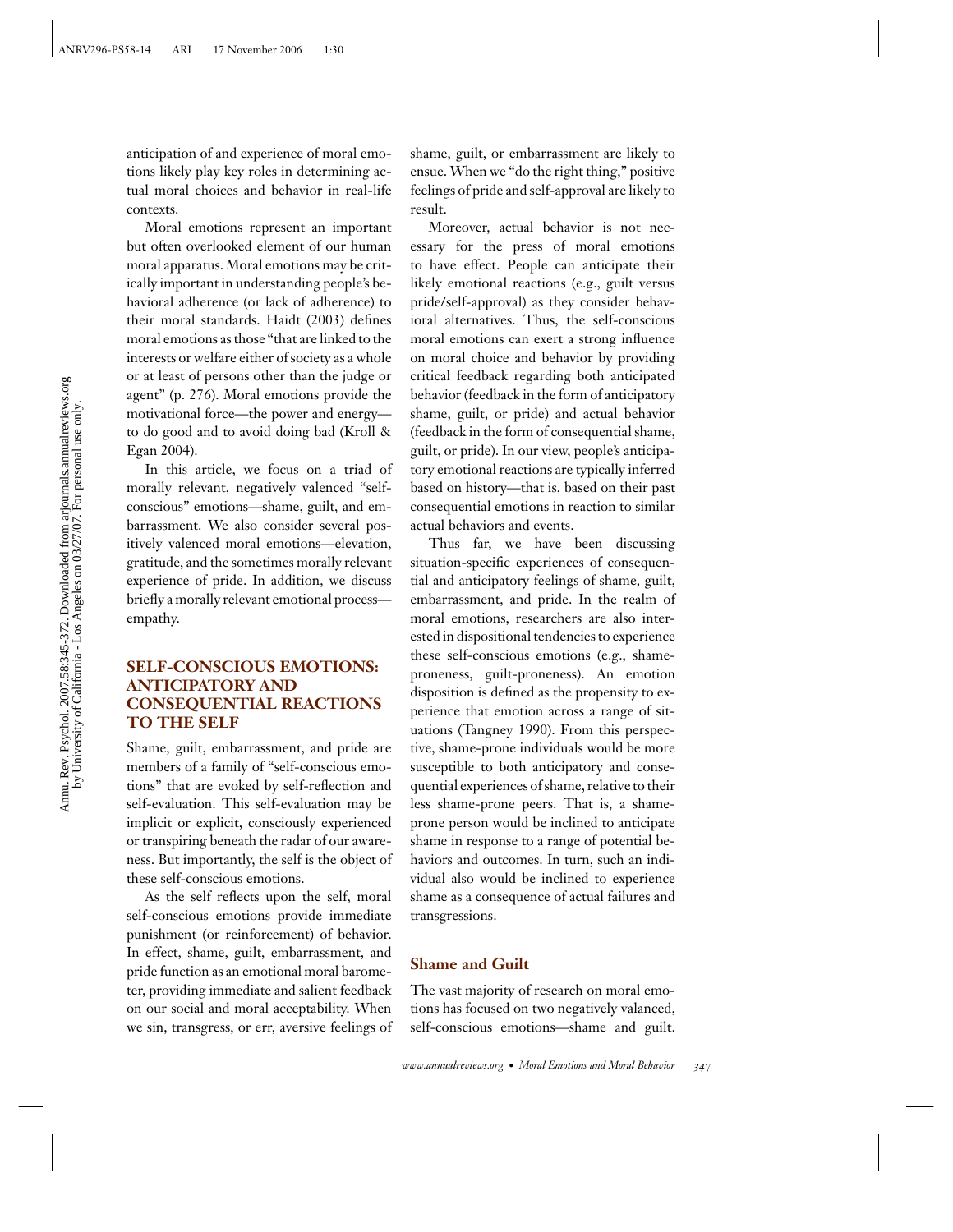anticipation of and experience of moral emotions likely play key roles in determining actual moral choices and behavior in real-life contexts.

Moral emotions represent an important but often overlooked element of our human moral apparatus. Moral emotions may be critically important in understanding people's behavioral adherence (or lack of adherence) to their moral standards. Haidt (2003) defines moral emotions as those "that are linked to the interests or welfare either of society as a whole or at least of persons other than the judge or agent" (p. 276). Moral emotions provide the motivational force—the power and energy—to do good and to avoid doing bad (Kroll & Egan 2004).

In this article, we focus on a triad of morally relevant, negatively valenced "self-conscious" emotions—shame, guilt, and embarrassment. We also consider several positively valenced moral emotions—elevation, gratitude, and the sometimes morally relevant experience of pride. In addition, we discuss briefly a morally relevant emotional process—empathy.

## SELF-CONSCIOUS EMOTIONS: ANTICIPATORY AND CONSEQUENTIAL REACTIONS TO THE SELF

Shame, guilt, embarrassment, and pride are members of a family of "self-conscious emotions" that are evoked by self-reflection and self-evaluation. This self-evaluation may be implicit or explicit, consciously experienced or transpiring beneath the radar of our awareness. But importantly, the self is the object of these self-conscious emotions.

As the self reflects upon the self, moral self-conscious emotions provide immediate punishment (or reinforcement) of behavior. In effect, shame, guilt, embarrassment, and pride function as an emotional moral barometer, providing immediate and salient feedback on our social and moral acceptability. When we sin, transgress, or err, aversive feelings of shame, guilt, or embarrassment are likely to ensue. When we "do the right thing," positive feelings of pride and self-approval are likely to result.

Moreover, actual behavior is not necessary for the press of moral emotions to have effect. People can anticipate their likely emotional reactions (e.g., guilt versus pride/self-approval) as they consider behavioral alternatives. Thus, the self-conscious moral emotions can exert a strong influence on moral choice and behavior by providing critical feedback regarding both anticipated behavior (feedback in the form of anticipatory shame, guilt, or pride) and actual behavior (feedback in the form of consequential shame, guilt, or pride). In our view, people's anticipatory emotional reactions are typically inferred based on history—that is, based on their past consequential emotions in reaction to similar actual behaviors and events.

Thus far, we have been discussing situation-specific experiences of consequential and anticipatory feelings of shame, guilt, embarrassment, and pride. In the realm of moral emotions, researchers are also interested in dispositional tendencies to experience these self-conscious emotions (e.g., shame-proneness, guilt-proneness). An emotion disposition is defined as the propensity to experience that emotion across a range of situations (Tangney 1990). From this perspective, shame-prone individuals would be more susceptible to both anticipatory and consequential experiences of shame, relative to their less shame-prone peers. That is, a shame-prone person would be inclined to anticipate shame in response to a range of potential behaviors and outcomes. In turn, such an individual also would be inclined to experience shame as a consequence of actual failures and transgressions.

### Shame and Guilt

The vast majority of research on moral emotions has focused on two negatively valanced, self-conscious emotions—shame and guilt.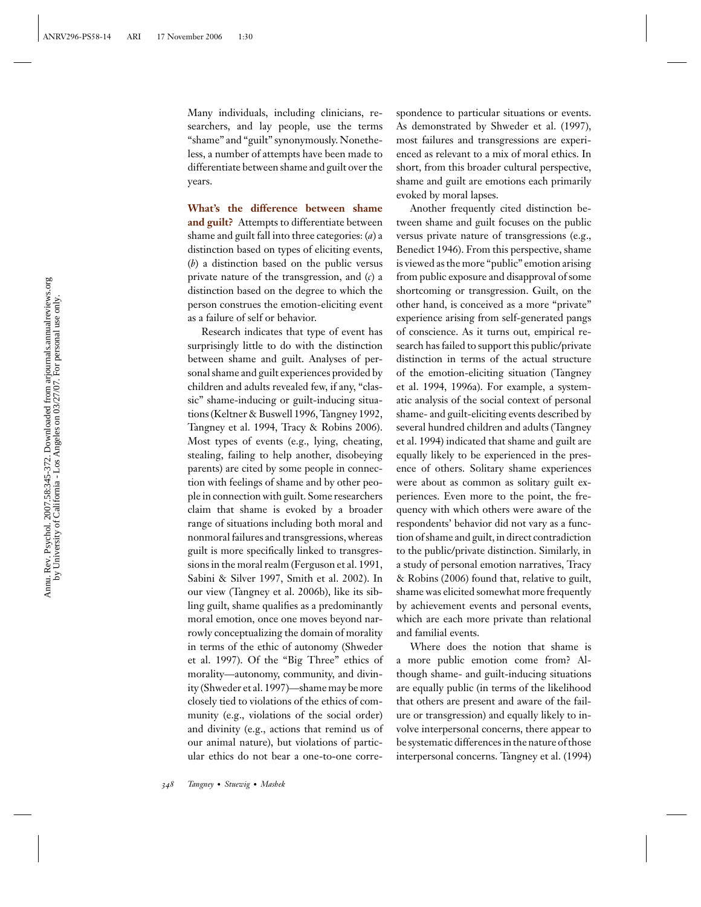Many individuals, including clinicians, researchers, and lay people, use the terms "shame" and "guilt" synonymously. Nonetheless, a number of attempts have been made to differentiate between shame and guilt over the years.

**What's the difference between shame and guilt?** Attempts to differentiate between shame and guilt fall into three categories: (*a*) a distinction based on types of eliciting events, (*b*) a distinction based on the public versus private nature of the transgression, and (*c*) a distinction based on the degree to which the person construes the emotion-eliciting event as a failure of self or behavior.

Research indicates that type of event has surprisingly little to do with the distinction between shame and guilt. Analyses of personal shame and guilt experiences provided by children and adults revealed few, if any, "classic" shame-inducing or guilt-inducing situations (Keltner & Buswell 1996, Tangney 1992, Tangney et al. 1994, Tracy & Robins 2006). Most types of events (e.g., lying, cheating, stealing, failing to help another, disobeying parents) are cited by some people in connection with feelings of shame and by other people in connection with guilt. Some researchers claim that shame is evoked by a broader range of situations including both moral and nonmoral failures and transgressions, whereas guilt is more specifically linked to transgressions in the moral realm (Ferguson et al. 1991, Sabini & Silver 1997, Smith et al. 2002). In our view (Tangney et al. 2006b), like its sibling guilt, shame qualifies as a predominantly moral emotion, once one moves beyond narrowly conceptualizing the domain of morality in terms of the ethic of autonomy (Shweder et al. 1997). Of the "Big Three" ethics of morality—autonomy, community, and divinity (Shweder et al. 1997)—shame may be more closely tied to violations of the ethics of community (e.g., violations of the social order) and divinity (e.g., actions that remind us of our animal nature), but violations of particular ethics do not bear a one-to-one correspondence to particular situations or events. As demonstrated by Shweder et al. (1997), most failures and transgressions are experienced as relevant to a mix of moral ethics. In short, from this broader cultural perspective, shame and guilt are emotions each primarily evoked by moral lapses.

Another frequently cited distinction between shame and guilt focuses on the public versus private nature of transgressions (e.g., Benedict 1946). From this perspective, shame is viewed as the more "public" emotion arising from public exposure and disapproval of some shortcoming or transgression. Guilt, on the other hand, is conceived as a more "private" experience arising from self-generated pangs of conscience. As it turns out, empirical research has failed to support this public/private distinction in terms of the actual structure of the emotion-eliciting situation (Tangney et al. 1994, 1996a). For example, a systematic analysis of the social context of personal shame- and guilt-eliciting events described by several hundred children and adults (Tangney et al. 1994) indicated that shame and guilt are equally likely to be experienced in the presence of others. Solitary shame experiences were about as common as solitary guilt experiences. Even more to the point, the frequency with which others were aware of the respondents' behavior did not vary as a function of shame and guilt, in direct contradiction to the public/private distinction. Similarly, in a study of personal emotion narratives, Tracy & Robins (2006) found that, relative to guilt, shame was elicited somewhat more frequently by achievement events and personal events, which are each more private than relational and familial events.

Where does the notion that shame is a more public emotion come from? Although shame- and guilt-inducing situations are equally public (in terms of the likelihood that others are present and aware of the failure or transgression) and equally likely to involve interpersonal concerns, there appear to be systematic differences in the nature of those interpersonal concerns. Tangney et al. (1994)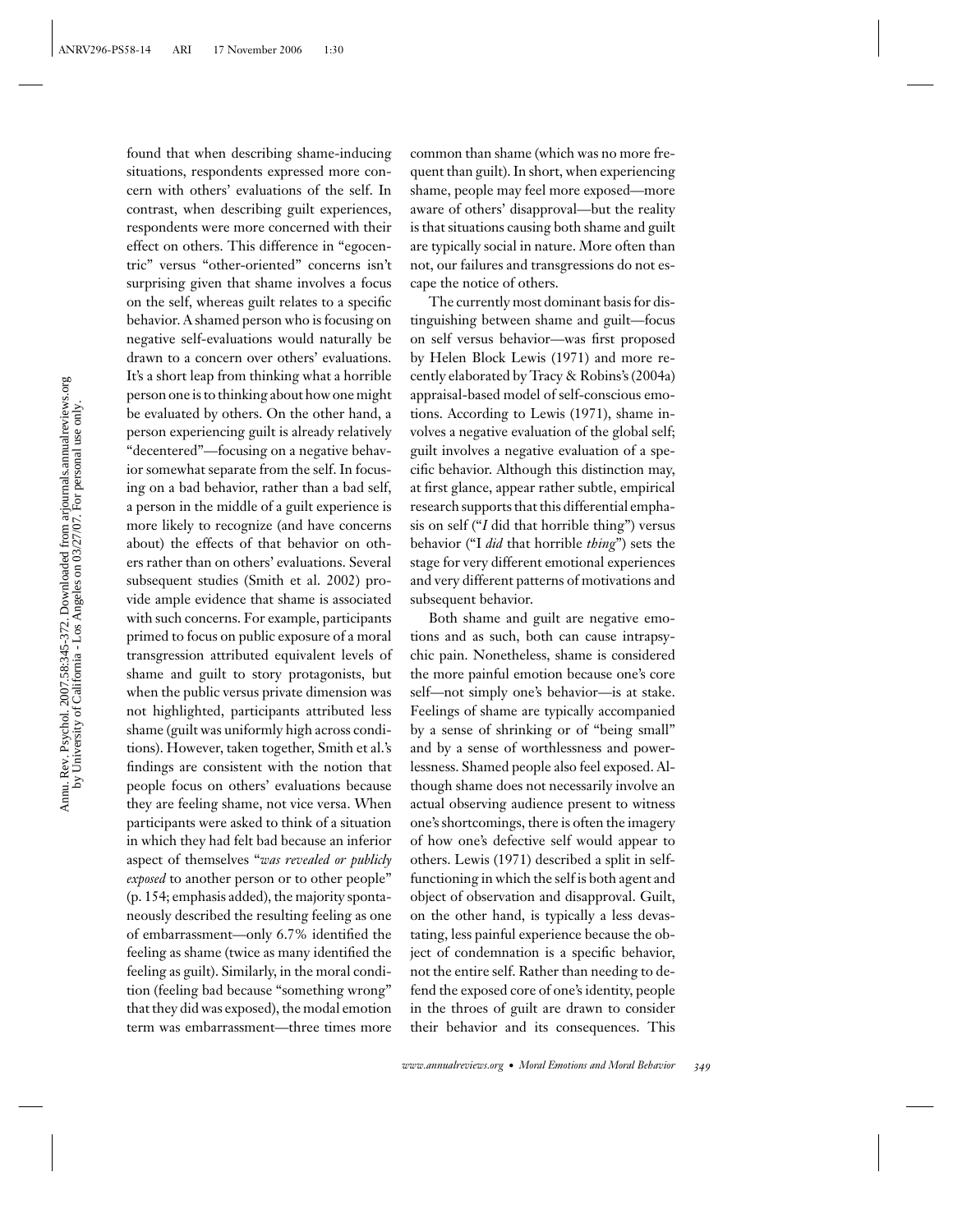found that when describing shame-inducing situations, respondents expressed more concern with others' evaluations of the self. In contrast, when describing guilt experiences, respondents were more concerned with their effect on others. This difference in "egocentric" versus "other-oriented" concerns isn't surprising given that shame involves a focus on the self, whereas guilt relates to a specific behavior. A shamed person who is focusing on negative self-evaluations would naturally be drawn to a concern over others' evaluations. It's a short leap from thinking what a horrible person one is to thinking about how one might be evaluated by others. On the other hand, a person experiencing guilt is already relatively "decentered"—focusing on a negative behavior somewhat separate from the self. In focusing on a bad behavior, rather than a bad self, a person in the middle of a guilt experience is more likely to recognize (and have concerns about) the effects of that behavior on others rather than on others' evaluations. Several subsequent studies (Smith et al. 2002) provide ample evidence that shame is associated with such concerns. For example, participants primed to focus on public exposure of a moral transgression attributed equivalent levels of shame and guilt to story protagonists, but when the public versus private dimension was not highlighted, participants attributed less shame (guilt was uniformly high across conditions). However, taken together, Smith et al.'s findings are consistent with the notion that people focus on others' evaluations because they are feeling shame, not vice versa. When participants were asked to think of a situation in which they had felt bad because an inferior aspect of themselves "*was revealed or publicly exposed* to another person or to other people" (p. 154; emphasis added), the majority spontaneously described the resulting feeling as one of embarrassment—only 6.7% identified the feeling as shame (twice as many identified the feeling as guilt). Similarly, in the moral condition (feeling bad because "something wrong" that they did was exposed), the modal emotion term was embarrassment—three times more common than shame (which was no more frequent than guilt). In short, when experiencing shame, people may feel more exposed—more aware of others' disapproval—but the reality is that situations causing both shame and guilt are typically social in nature. More often than not, our failures and transgressions do not escape the notice of others.

The currently most dominant basis for distinguishing between shame and guilt—focus on self versus behavior—was first proposed by Helen Block Lewis (1971) and more recently elaborated by Tracy & Robins's (2004a) appraisal-based model of self-conscious emotions. According to Lewis (1971), shame involves a negative evaluation of the global self; guilt involves a negative evaluation of a specific behavior. Although this distinction may, at first glance, appear rather subtle, empirical research supports that this differential emphasis on self ("*I* did that horrible thing") versus behavior ("I *did* that horrible *thing*") sets the stage for very different emotional experiences and very different patterns of motivations and subsequent behavior.

Both shame and guilt are negative emotions and as such, both can cause intrapsychic pain. Nonetheless, shame is considered the more painful emotion because one's core self—not simply one's behavior—is at stake. Feelings of shame are typically accompanied by a sense of shrinking or of "being small" and by a sense of worthlessness and powerlessness. Shamed people also feel exposed. Although shame does not necessarily involve an actual observing audience present to witness one's shortcomings, there is often the imagery of how one's defective self would appear to others. Lewis (1971) described a split in self-functioning in which the self is both agent and object of observation and disapproval. Guilt, on the other hand, is typically a less devastating, less painful experience because the object of condemnation is a specific behavior, not the entire self. Rather than needing to defend the exposed core of one's identity, people in the throes of guilt are drawn to consider their behavior and its consequences. This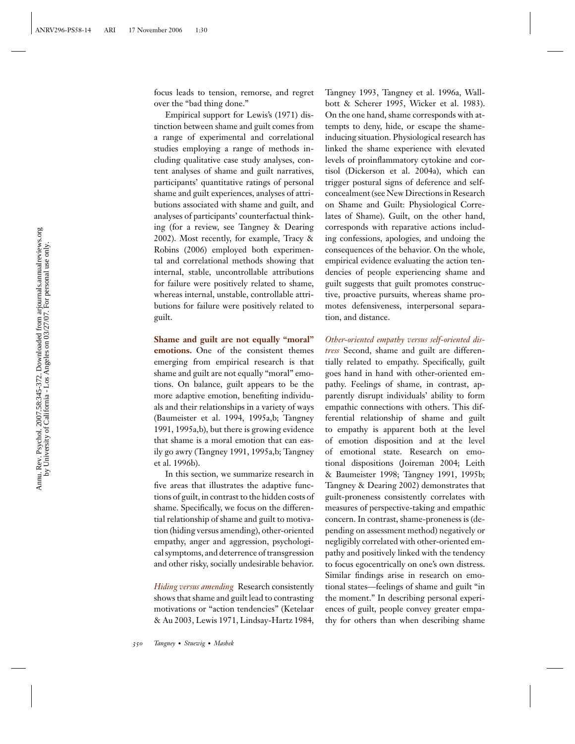focus leads to tension, remorse, and regret over the "bad thing done."

Empirical support for Lewis's (1971) distinction between shame and guilt comes from a range of experimental and correlational studies employing a range of methods including qualitative case study analyses, content analyses of shame and guilt narratives, participants' quantitative ratings of personal shame and guilt experiences, analyses of attributions associated with shame and guilt, and analyses of participants' counterfactual thinking (for a review, see Tangney & Dearing 2002). Most recently, for example, Tracy & Robins (2006) employed both experimental and correlational methods showing that internal, stable, uncontrollable attributions for failure were positively related to shame, whereas internal, unstable, controllable attributions for failure were positively related to guilt.

**Shame and guilt are not equally "moral" emotions.** One of the consistent themes emerging from empirical research is that shame and guilt are not equally "moral" emotions. On balance, guilt appears to be the more adaptive emotion, benefiting individuals and their relationships in a variety of ways (Baumeister et al. 1994, 1995a,b; Tangney 1991, 1995a,b), but there is growing evidence that shame is a moral emotion that can easily go awry (Tangney 1991, 1995a,b; Tangney et al. 1996b).

In this section, we summarize research in five areas that illustrates the adaptive functions of guilt, in contrast to the hidden costs of shame. Specifically, we focus on the differential relationship of shame and guilt to motivation (hiding versus amending), other-oriented empathy, anger and aggression, psychological symptoms, and deterrence of transgression and other risky, socially undesirable behavior.

*Hiding versus amending* Research consistently shows that shame and guilt lead to contrasting motivations or "action tendencies" (Ketelaar & Au 2003, Lewis 1971, Lindsay-Hartz 1984, Tangney 1993, Tangney et al. 1996a, Wallbott & Scherer 1995, Wicker et al. 1983). On the one hand, shame corresponds with attempts to deny, hide, or escape the shame-inducing situation. Physiological research has linked the shame experience with elevated levels of proinflammatory cytokine and cortisol (Dickerson et al. 2004a), which can trigger postural signs of deference and self-concealment (see New Directions in Research on Shame and Guilt: Physiological Correlates of Shame). Guilt, on the other hand, corresponds with reparative actions including confessions, apologies, and undoing the consequences of the behavior. On the whole, empirical evidence evaluating the action tendencies of people experiencing shame and guilt suggests that guilt promotes constructive, proactive pursuits, whereas shame promotes defensiveness, interpersonal separation, and distance.

*Other-oriented empathy versus self-oriented distress* Second, shame and guilt are differentially related to empathy. Specifically, guilt goes hand in hand with other-oriented empathy. Feelings of shame, in contrast, apparently disrupt individuals' ability to form empathic connections with others. This differential relationship of shame and guilt to empathy is apparent both at the level of emotion disposition and at the level of emotional state. Research on emotional dispositions (Joireman 2004; Leith & Baumeister 1998; Tangney 1991, 1995b; Tangney & Dearing 2002) demonstrates that guilt-proneness consistently correlates with measures of perspective-taking and empathic concern. In contrast, shame-proneness is (depending on assessment method) negatively or negligibly correlated with other-oriented empathy and positively linked with the tendency to focus egocentrically on one's own distress. Similar findings arise in research on emotional states—feelings of shame and guilt "in the moment." In describing personal experiences of guilt, people convey greater empathy for others than when describing shame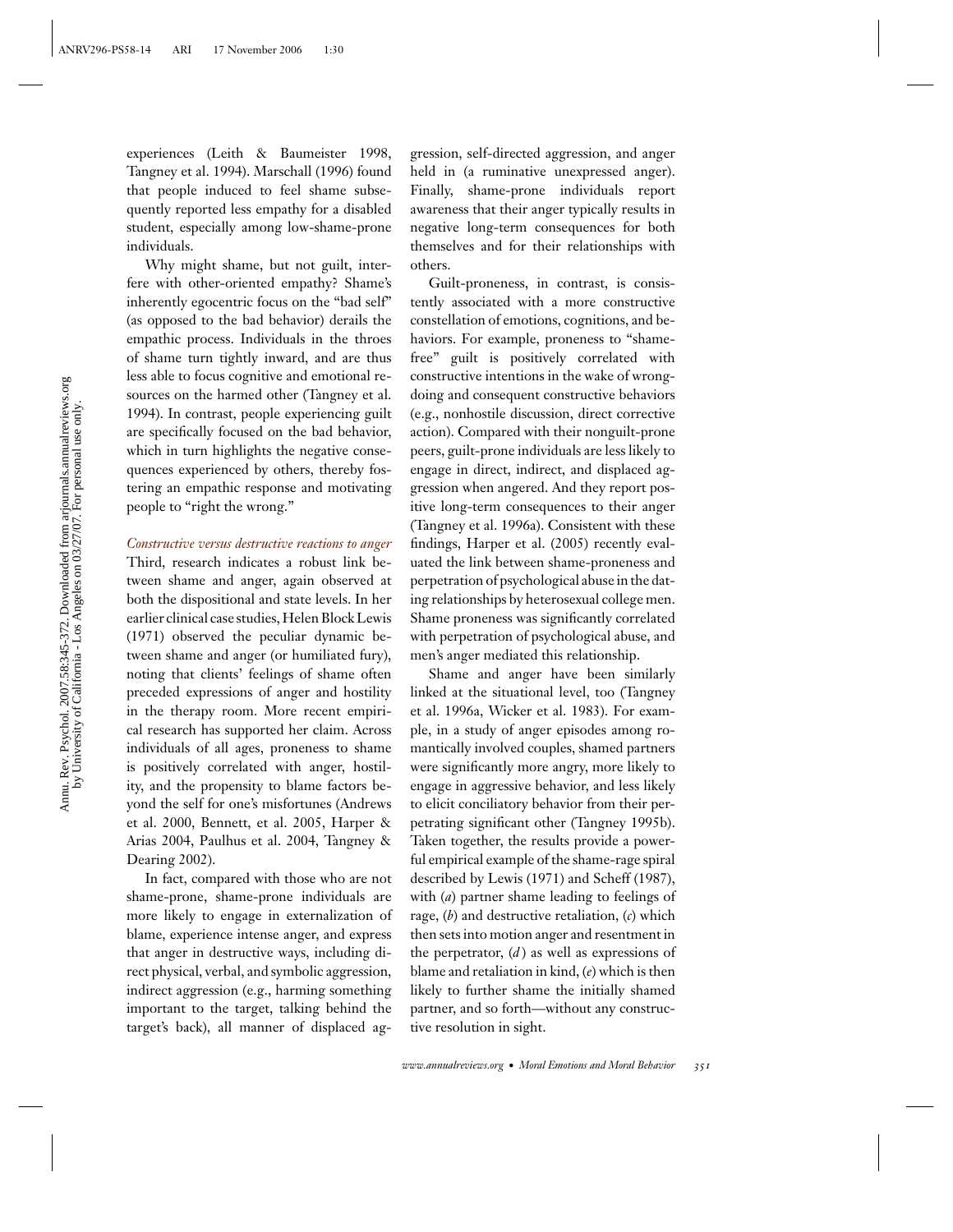experiences (Leith & Baumeister 1998, Tangney et al. 1994). Marschall (1996) found that people induced to feel shame subsequently reported less empathy for a disabled student, especially among low-shame-prone individuals.

Why might shame, but not guilt, interfere with other-oriented empathy? Shame's inherently egocentric focus on the "bad self" (as opposed to the bad behavior) derails the empathic process. Individuals in the throes of shame turn tightly inward, and are thus less able to focus cognitive and emotional resources on the harmed other (Tangney et al. 1994). In contrast, people experiencing guilt are specifically focused on the bad behavior, which in turn highlights the negative consequences experienced by others, thereby fostering an empathic response and motivating people to "right the wrong."

*Constructive versus destructive reactions to anger*

Third, research indicates a robust link between shame and anger, again observed at both the dispositional and state levels. In her earlier clinical case studies, Helen Block Lewis (1971) observed the peculiar dynamic between shame and anger (or humiliated fury), noting that clients' feelings of shame often preceded expressions of anger and hostility in the therapy room. More recent empirical research has supported her claim. Across individuals of all ages, proneness to shame is positively correlated with anger, hostility, and the propensity to blame factors beyond the self for one's misfortunes (Andrews et al. 2000, Bennett, et al. 2005, Harper & Arias 2004, Paulhus et al. 2004, Tangney & Dearing 2002).

In fact, compared with those who are not shame-prone, shame-prone individuals are more likely to engage in externalization of blame, experience intense anger, and express that anger in destructive ways, including direct physical, verbal, and symbolic aggression, indirect aggression (e.g., harming something important to the target, talking behind the target's back), all manner of displaced aggression, self-directed aggression, and anger held in (a ruminative unexpressed anger). Finally, shame-prone individuals report awareness that their anger typically results in negative long-term consequences for both themselves and for their relationships with others.

Guilt-proneness, in contrast, is consistently associated with a more constructive constellation of emotions, cognitions, and behaviors. For example, proneness to "shame-free" guilt is positively correlated with constructive intentions in the wake of wrongdoing and consequent constructive behaviors (e.g., nonhostile discussion, direct corrective action). Compared with their nonguilt-prone peers, guilt-prone individuals are less likely to engage in direct, indirect, and displaced aggression when angered. And they report positive long-term consequences to their anger (Tangney et al. 1996a). Consistent with these findings, Harper et al. (2005) recently evaluated the link between shame-proneness and perpetration of psychological abuse in the dating relationships by heterosexual college men. Shame proneness was significantly correlated with perpetration of psychological abuse, and men's anger mediated this relationship.

Shame and anger have been similarly linked at the situational level, too (Tangney et al. 1996a, Wicker et al. 1983). For example, in a study of anger episodes among romantically involved couples, shamed partners were significantly more angry, more likely to engage in aggressive behavior, and less likely to elicit conciliatory behavior from their perpetrating significant other (Tangney 1995b). Taken together, the results provide a powerful empirical example of the shame-rage spiral described by Lewis (1971) and Scheff (1987), with (*a*) partner shame leading to feelings of rage, (*b*) and destructive retaliation, (*c*) which then sets into motion anger and resentment in the perpetrator, (*d*) as well as expressions of blame and retaliation in kind, (*e*) which is then likely to further shame the initially shamed partner, and so forth—without any constructive resolution in sight.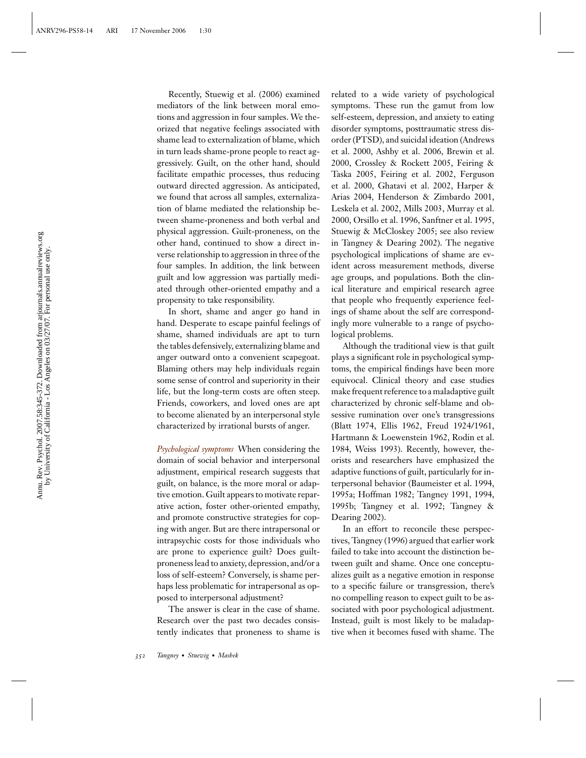Recently, Stuewig et al. (2006) examined mediators of the link between moral emotions and aggression in four samples. We theorized that negative feelings associated with shame lead to externalization of blame, which in turn leads shame-prone people to react aggressively. Guilt, on the other hand, should facilitate empathic processes, thus reducing outward directed aggression. As anticipated, we found that across all samples, externalization of blame mediated the relationship between shame-proneness and both verbal and physical aggression. Guilt-proneness, on the other hand, continued to show a direct inverse relationship to aggression in three of the four samples. In addition, the link between guilt and low aggression was partially mediated through other-oriented empathy and a propensity to take responsibility.

In short, shame and anger go hand in hand. Desperate to escape painful feelings of shame, shamed individuals are apt to turn the tables defensively, externalizing blame and anger outward onto a convenient scapegoat. Blaming others may help individuals regain some sense of control and superiority in their life, but the long-term costs are often steep. Friends, coworkers, and loved ones are apt to become alienated by an interpersonal style characterized by irrational bursts of anger.

*Psychological symptoms* When considering the domain of social behavior and interpersonal adjustment, empirical research suggests that guilt, on balance, is the more moral or adaptive emotion. Guilt appears to motivate reparative action, foster other-oriented empathy, and promote constructive strategies for coping with anger. But are there intrapersonal or intrapsychic costs for those individuals who are prone to experience guilt? Does guilt-proneness lead to anxiety, depression, and/or a loss of self-esteem? Conversely, is shame perhaps less problematic for intrapersonal as opposed to interpersonal adjustment?

The answer is clear in the case of shame. Research over the past two decades consistently indicates that proneness to shame is related to a wide variety of psychological symptoms. These run the gamut from low self-esteem, depression, and anxiety to eating disorder symptoms, posttraumatic stress disorder (PTSD), and suicidal ideation (Andrews et al. 2000, Ashby et al. 2006, Brewin et al. 2000, Crossley & Rockett 2005, Feiring & Taska 2005, Feiring et al. 2002, Ferguson et al. 2000, Ghatavi et al. 2002, Harper & Arias 2004, Henderson & Zimbardo 2001, Leskela et al. 2002, Mills 2003, Murray et al. 2000, Orsillo et al. 1996, Sanftner et al. 1995, Stuewig & McCloskey 2005; see also review in Tangney & Dearing 2002). The negative psychological implications of shame are evident across measurement methods, diverse age groups, and populations. Both the clinical literature and empirical research agree that people who frequently experience feelings of shame about the self are correspondingly more vulnerable to a range of psychological problems.

Although the traditional view is that guilt plays a significant role in psychological symptoms, the empirical findings have been more equivocal. Clinical theory and case studies make frequent reference to a maladaptive guilt characterized by chronic self-blame and obsessive rumination over one's transgressions (Blatt 1974, Ellis 1962, Freud 1924/1961, Hartmann & Loewenstein 1962, Rodin et al. 1984, Weiss 1993). Recently, however, theorists and researchers have emphasized the adaptive functions of guilt, particularly for interpersonal behavior (Baumeister et al. 1994, 1995a; Hoffman 1982; Tangney 1991, 1994, 1995b; Tangney et al. 1992; Tangney & Dearing 2002).

In an effort to reconcile these perspectives, Tangney (1996) argued that earlier work failed to take into account the distinction between guilt and shame. Once one conceptualizes guilt as a negative emotion in response to a specific failure or transgression, there's no compelling reason to expect guilt to be associated with poor psychological adjustment. Instead, guilt is most likely to be maladaptive when it becomes fused with shame. The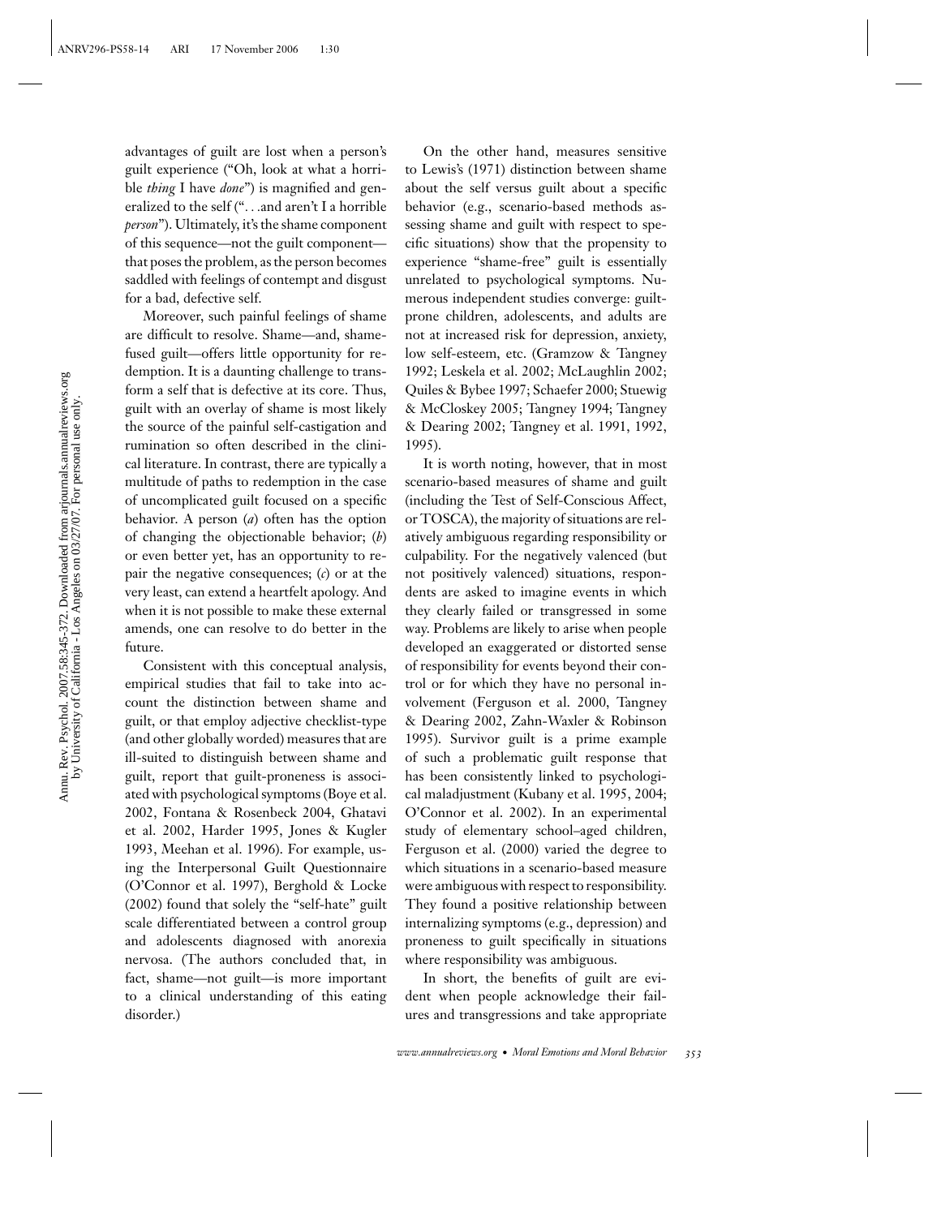advantages of guilt are lost when a person's guilt experience ("Oh, look at what a horrible *thing* I have *done*") is magnified and generalized to the self ("…and aren't I a horrible *person*"). Ultimately, it's the shame component of this sequence—not the guilt component—that poses the problem, as the person becomes saddled with feelings of contempt and disgust for a bad, defective self.

Moreover, such painful feelings of shame are difficult to resolve. Shame—and, shame-fused guilt—offers little opportunity for redemption. It is a daunting challenge to transform a self that is defective at its core. Thus, guilt with an overlay of shame is most likely the source of the painful self-castigation and rumination so often described in the clinical literature. In contrast, there are typically a multitude of paths to redemption in the case of uncomplicated guilt focused on a specific behavior. A person (*a*) often has the option of changing the objectionable behavior; (*b*) or even better yet, has an opportunity to repair the negative consequences; (*c*) or at the very least, can extend a heartfelt apology. And when it is not possible to make these external amends, one can resolve to do better in the future.

Consistent with this conceptual analysis, empirical studies that fail to take into account the distinction between shame and guilt, or that employ adjective checklist-type (and other globally worded) measures that are ill-suited to distinguish between shame and guilt, report that guilt-proneness is associated with psychological symptoms (Boye et al. 2002, Fontana & Rosenbeck 2004, Ghatavi et al. 2002, Harder 1995, Jones & Kugler 1993, Meehan et al. 1996). For example, using the Interpersonal Guilt Questionnaire (O'Connor et al. 1997), Berghold & Locke (2002) found that solely the "self-hate" guilt scale differentiated between a control group and adolescents diagnosed with anorexia nervosa. (The authors concluded that, in fact, shame—not guilt—is more important to a clinical understanding of this eating disorder.)

On the other hand, measures sensitive to Lewis's (1971) distinction between shame about the self versus guilt about a specific behavior (e.g., scenario-based methods assessing shame and guilt with respect to specific situations) show that the propensity to experience "shame-free" guilt is essentially unrelated to psychological symptoms. Numerous independent studies converge: guilt-prone children, adolescents, and adults are not at increased risk for depression, anxiety, low self-esteem, etc. (Gramzow & Tangney 1992; Leskela et al. 2002; McLaughlin 2002; Quiles & Bybee 1997; Schaefer 2000; Stuewig & McCloskey 2005; Tangney 1994; Tangney & Dearing 2002; Tangney et al. 1991, 1992, 1995).

It is worth noting, however, that in most scenario-based measures of shame and guilt (including the Test of Self-Conscious Affect, or TOSCA), the majority of situations are relatively ambiguous regarding responsibility or culpability. For the negatively valenced (but not positively valenced) situations, respondents are asked to imagine events in which they clearly failed or transgressed in some way. Problems are likely to arise when people developed an exaggerated or distorted sense of responsibility for events beyond their control or for which they have no personal involvement (Ferguson et al. 2000, Tangney & Dearing 2002, Zahn-Waxler & Robinson 1995). Survivor guilt is a prime example of such a problematic guilt response that has been consistently linked to psychological maladjustment (Kubany et al. 1995, 2004; O'Connor et al. 2002). In an experimental study of elementary school–aged children, Ferguson et al. (2000) varied the degree to which situations in a scenario-based measure were ambiguous with respect to responsibility. They found a positive relationship between internalizing symptoms (e.g., depression) and proneness to guilt specifically in situations where responsibility was ambiguous.

In short, the benefits of guilt are evident when people acknowledge their failures and transgressions and take appropriate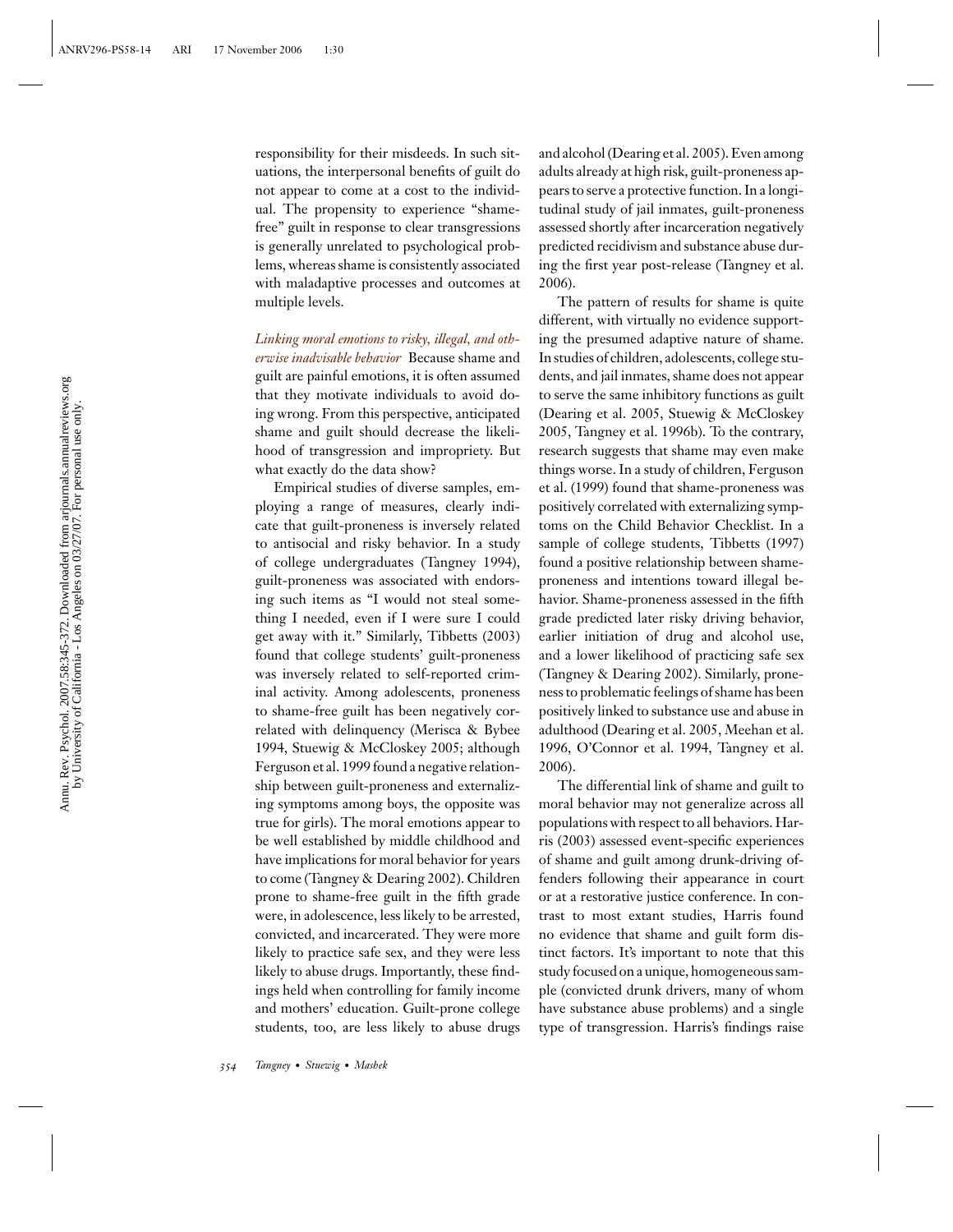responsibility for their misdeeds. In such situations, the interpersonal benefits of guilt do not appear to come at a cost to the individual. The propensity to experience "shame-free" guilt in response to clear transgressions is generally unrelated to psychological problems, whereas shame is consistently associated with maladaptive processes and outcomes at multiple levels.

*Linking moral emotions to risky, illegal, and otherwise inadvisable behavior* Because shame and guilt are painful emotions, it is often assumed that they motivate individuals to avoid doing wrong. From this perspective, anticipated shame and guilt should decrease the likelihood of transgression and impropriety. But what exactly do the data show?

Empirical studies of diverse samples, employing a range of measures, clearly indicate that guilt-proneness is inversely related to antisocial and risky behavior. In a study of college undergraduates (Tangney 1994), guilt-proneness was associated with endorsing such items as "I would not steal something I needed, even if I were sure I could get away with it." Similarly, Tibbetts (2003) found that college students' guilt-proneness was inversely related to self-reported criminal activity. Among adolescents, proneness to shame-free guilt has been negatively correlated with delinquency (Merisca & Bybee 1994, Stuewig & McCloskey 2005; although Ferguson et al. 1999 found a negative relationship between guilt-proneness and externalizing symptoms among boys, the opposite was true for girls). The moral emotions appear to be well established by middle childhood and have implications for moral behavior for years to come (Tangney & Dearing 2002). Children prone to shame-free guilt in the fifth grade were, in adolescence, less likely to be arrested, convicted, and incarcerated. They were more likely to practice safe sex, and they were less likely to abuse drugs. Importantly, these findings held when controlling for family income and mothers' education. Guilt-prone college students, too, are less likely to abuse drugs and alcohol (Dearing et al. 2005). Even among adults already at high risk, guilt-proneness appears to serve a protective function. In a longitudinal study of jail inmates, guilt-proneness assessed shortly after incarceration negatively predicted recidivism and substance abuse during the first year post-release (Tangney et al. 2006).

The pattern of results for shame is quite different, with virtually no evidence supporting the presumed adaptive nature of shame. In studies of children, adolescents, college students, and jail inmates, shame does not appear to serve the same inhibitory functions as guilt (Dearing et al. 2005, Stuewig & McCloskey 2005, Tangney et al. 1996b). To the contrary, research suggests that shame may even make things worse. In a study of children, Ferguson et al. (1999) found that shame-proneness was positively correlated with externalizing symptoms on the Child Behavior Checklist. In a sample of college students, Tibbetts (1997) found a positive relationship between shame-proneness and intentions toward illegal behavior. Shame-proneness assessed in the fifth grade predicted later risky driving behavior, earlier initiation of drug and alcohol use, and a lower likelihood of practicing safe sex (Tangney & Dearing 2002). Similarly, proneness to problematic feelings of shame has been positively linked to substance use and abuse in adulthood (Dearing et al. 2005, Meehan et al. 1996, O'Connor et al. 1994, Tangney et al. 2006).

The differential link of shame and guilt to moral behavior may not generalize across all populations with respect to all behaviors. Harris (2003) assessed event-specific experiences of shame and guilt among drunk-driving offenders following their appearance in court or at a restorative justice conference. In contrast to most extant studies, Harris found no evidence that shame and guilt form distinct factors. It's important to note that this study focused on a unique, homogeneous sample (convicted drunk drivers, many of whom have substance abuse problems) and a single type of transgression. Harris's findings raise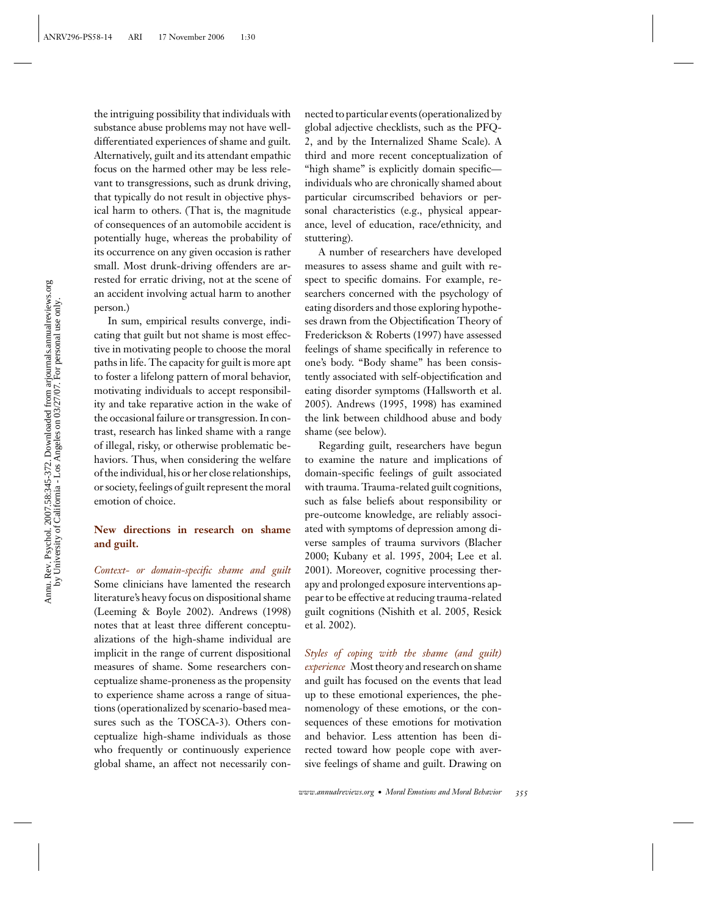the intriguing possibility that individuals with substance abuse problems may not have well-differentiated experiences of shame and guilt. Alternatively, guilt and its attendant empathic focus on the harmed other may be less relevant to transgressions, such as drunk driving, that typically do not result in objective physical harm to others. (That is, the magnitude of consequences of an automobile accident is potentially huge, whereas the probability of its occurrence on any given occasion is rather small. Most drunk-driving offenders are arrested for erratic driving, not at the scene of an accident involving actual harm to another person.)

In sum, empirical results converge, indicating that guilt but not shame is most effective in motivating people to choose the moral paths in life. The capacity for guilt is more apt to foster a lifelong pattern of moral behavior, motivating individuals to accept responsibility and take reparative action in the wake of the occasional failure or transgression. In contrast, research has linked shame with a range of illegal, risky, or otherwise problematic behaviors. Thus, when considering the welfare of the individual, his or her close relationships, or society, feelings of guilt represent the moral emotion of choice.

### New directions in research on shame and guilt.

*Context- or domain-specific shame and guilt* Some clinicians have lamented the research literature's heavy focus on dispositional shame (Leeming & Boyle 2002). Andrews (1998) notes that at least three different conceptualizations of the high-shame individual are implicit in the range of current dispositional measures of shame. Some researchers conceptualize shame-proneness as the propensity to experience shame across a range of situations (operationalized by scenario-based measures such as the TOSCA-3). Others conceptualize high-shame individuals as those who frequently or continuously experience global shame, an affect not necessarily connected to particular events (operationalized by global adjective checklists, such as the PFQ-2, and by the Internalized Shame Scale). A third and more recent conceptualization of "high shame" is explicitly domain specific—individuals who are chronically shamed about particular circumscribed behaviors or personal characteristics (e.g., physical appearance, level of education, race/ethnicity, and stuttering).

A number of researchers have developed measures to assess shame and guilt with respect to specific domains. For example, researchers concerned with the psychology of eating disorders and those exploring hypotheses drawn from the Objectification Theory of Frederickson & Roberts (1997) have assessed feelings of shame specifically in reference to one's body. "Body shame" has been consistently associated with self-objectification and eating disorder symptoms (Hallsworth et al. 2005). Andrews (1995, 1998) has examined the link between childhood abuse and body shame (see below).

Regarding guilt, researchers have begun to examine the nature and implications of domain-specific feelings of guilt associated with trauma. Trauma-related guilt cognitions, such as false beliefs about responsibility or pre-outcome knowledge, are reliably associated with symptoms of depression among diverse samples of trauma survivors (Blacher 2000; Kubany et al. 1995, 2004; Lee et al. 2001). Moreover, cognitive processing therapy and prolonged exposure interventions appear to be effective at reducing trauma-related guilt cognitions (Nishith et al. 2005, Resick et al. 2002).

*Styles of coping with the shame (and guilt) experience* Most theory and research on shame and guilt has focused on the events that lead up to these emotional experiences, the phenomenology of these emotions, or the consequences of these emotions for motivation and behavior. Less attention has been directed toward how people cope with aversive feelings of shame and guilt. Drawing on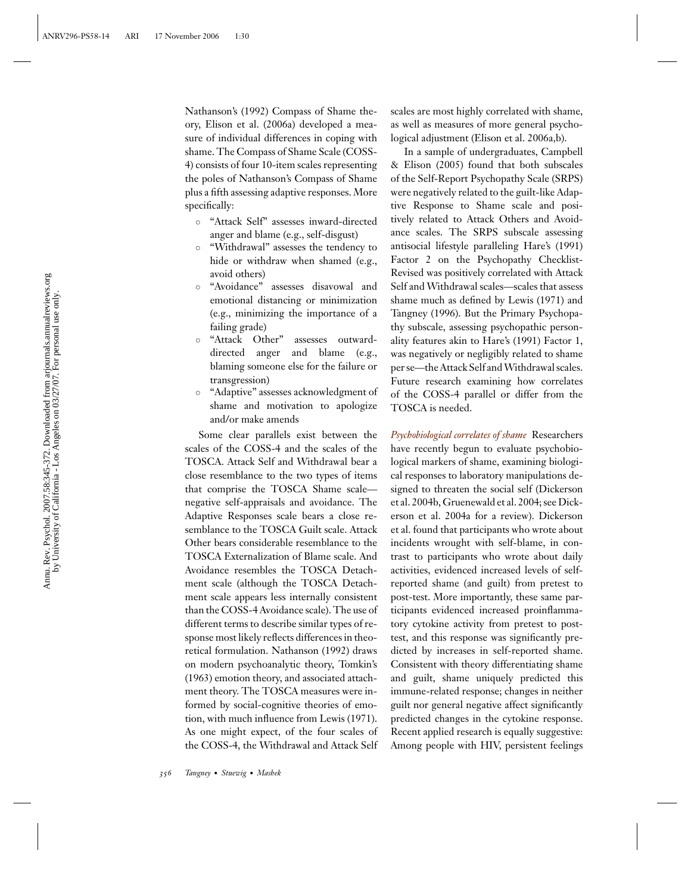Nathanson's (1992) Compass of Shame theory, Elison et al. (2006a) developed a measure of individual differences in coping with shame. The Compass of Shame Scale (COSS-4) consists of four 10-item scales representing the poles of Nathanson's Compass of Shame plus a fifth assessing adaptive responses. More specifically:

- "Attack Self" assesses inward-directed anger and blame (e.g., self-disgust)
- "Withdrawal" assesses the tendency to hide or withdraw when shamed (e.g., avoid others)
- "Avoidance" assesses disavowal and emotional distancing or minimization (e.g., minimizing the importance of a failing grade)
- "Attack Other" assesses outward-directed anger and blame (e.g., blaming someone else for the failure or transgression)
- "Adaptive" assesses acknowledgment of shame and motivation to apologize and/or make amends

Some clear parallels exist between the scales of the COSS-4 and the scales of the TOSCA. Attack Self and Withdrawal bear a close resemblance to the two types of items that comprise the TOSCA Shame scale—negative self-appraisals and avoidance. The Adaptive Responses scale bears a close resemblance to the TOSCA Guilt scale. Attack Other bears considerable resemblance to the TOSCA Externalization of Blame scale. And Avoidance resembles the TOSCA Detachment scale (although the TOSCA Detachment scale appears less internally consistent than the COSS-4 Avoidance scale). The use of different terms to describe similar types of response most likely reflects differences in theoretical formulation. Nathanson (1992) draws on modern psychoanalytic theory, Tomkin's (1963) emotion theory, and associated attachment theory. The TOSCA measures were informed by social-cognitive theories of emotion, with much influence from Lewis (1971). As one might expect, of the four scales of the COSS-4, the Withdrawal and Attack Self scales are most highly correlated with shame, as well as measures of more general psychological adjustment (Elison et al. 2006a,b).

In a sample of undergraduates, Campbell & Elison (2005) found that both subscales of the Self-Report Psychopathy Scale (SRPS) were negatively related to the guilt-like Adaptive Response to Shame scale and positively related to Attack Others and Avoidance scales. The SRPS subscale assessing antisocial lifestyle paralleling Hare's (1991) Factor 2 on the Psychopathy Checklist-Revised was positively correlated with Attack Self and Withdrawal scales—scales that assess shame much as defined by Lewis (1971) and Tangney (1996). But the Primary Psychopathy subscale, assessing psychopathic personality features akin to Hare's (1991) Factor 1, was negatively or negligibly related to shame per se—the Attack Self and Withdrawal scales. Future research examining how correlates of the COSS-4 parallel or differ from the TOSCA is needed.

*Psychobiological correlates of shame* Researchers have recently begun to evaluate psychobiological markers of shame, examining biological responses to laboratory manipulations designed to threaten the social self (Dickerson et al. 2004b, Gruenewald et al. 2004; see Dickerson et al. 2004a for a review). Dickerson et al. found that participants who wrote about incidents wrought with self-blame, in contrast to participants who wrote about daily activities, evidenced increased levels of self-reported shame (and guilt) from pretest to post-test. More importantly, these same participants evidenced increased proinflammatory cytokine activity from pretest to post-test, and this response was significantly predicted by increases in self-reported shame. Consistent with theory differentiating shame and guilt, shame uniquely predicted this immune-related response; changes in neither guilt nor general negative affect significantly predicted changes in the cytokine response. Recent applied research is equally suggestive: Among people with HIV, persistent feelings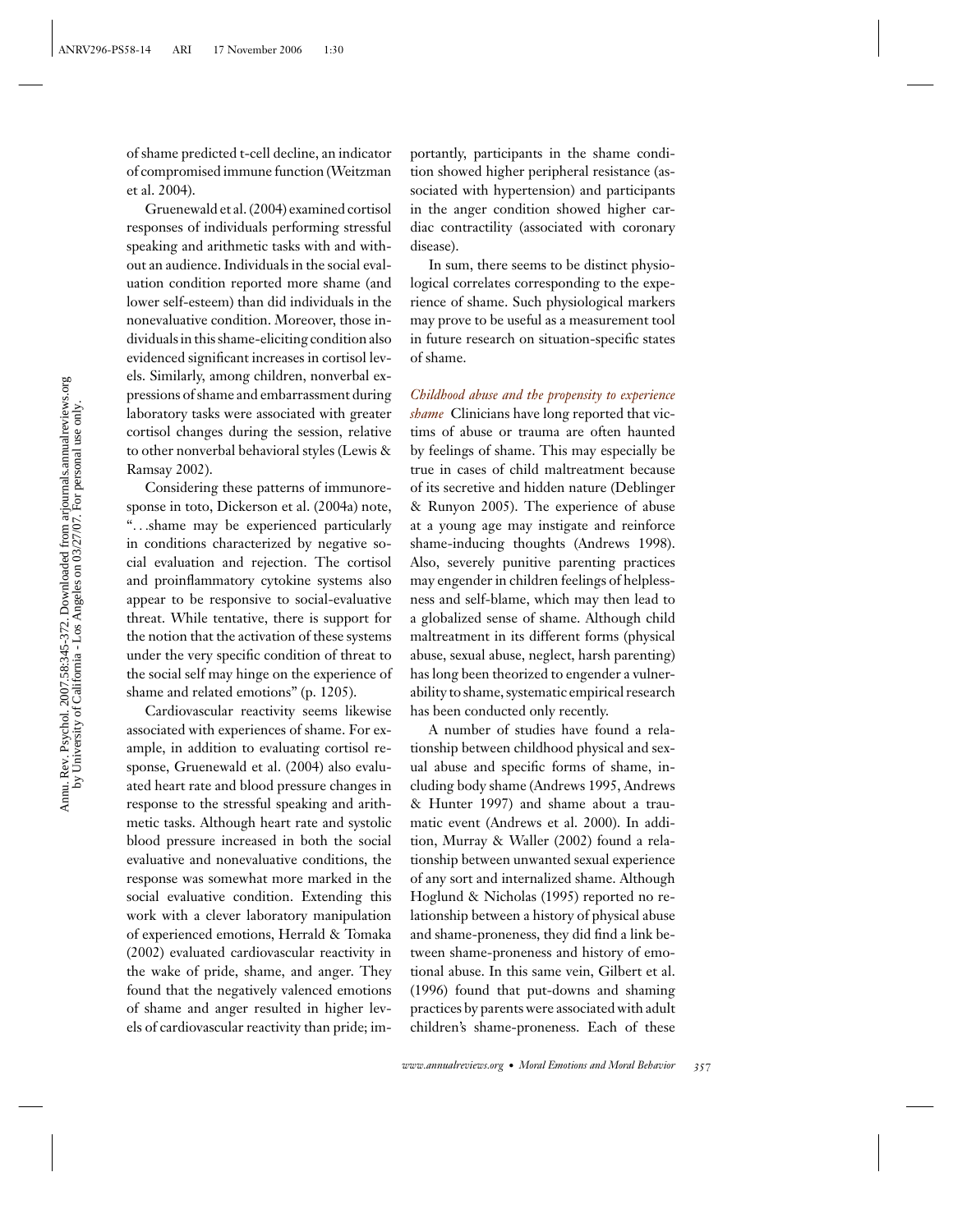of shame predicted t-cell decline, an indicator of compromised immune function (Weitzman et al. 2004).

Gruenewald et al. (2004) examined cortisol responses of individuals performing stressful speaking and arithmetic tasks with and without an audience. Individuals in the social evaluation condition reported more shame (and lower self-esteem) than did individuals in the nonevaluative condition. Moreover, those individuals in this shame-eliciting condition also evidenced significant increases in cortisol levels. Similarly, among children, nonverbal expressions of shame and embarrassment during laboratory tasks were associated with greater cortisol changes during the session, relative to other nonverbal behavioral styles (Lewis & Ramsay 2002).

Considering these patterns of immunoresponse in toto, Dickerson et al. (2004a) note, "...shame may be experienced particularly in conditions characterized by negative social evaluation and rejection. The cortisol and proinflammatory cytokine systems also appear to be responsive to social-evaluative threat. While tentative, there is support for the notion that the activation of these systems under the very specific condition of threat to the social self may hinge on the experience of shame and related emotions" (p. 1205).

Cardiovascular reactivity seems likewise associated with experiences of shame. For example, in addition to evaluating cortisol response, Gruenewald et al. (2004) also evaluated heart rate and blood pressure changes in response to the stressful speaking and arithmetic tasks. Although heart rate and systolic blood pressure increased in both the social evaluative and nonevaluative conditions, the response was somewhat more marked in the social evaluative condition. Extending this work with a clever laboratory manipulation of experienced emotions, Herrald & Tomaka (2002) evaluated cardiovascular reactivity in the wake of pride, shame, and anger. They found that the negatively valenced emotions of shame and anger resulted in higher levels of cardiovascular reactivity than pride; importantly, participants in the shame condition showed higher peripheral resistance (associated with hypertension) and participants in the anger condition showed higher cardiac contractility (associated with coronary disease).

In sum, there seems to be distinct physiological correlates corresponding to the experience of shame. Such physiological markers may prove to be useful as a measurement tool in future research on situation-specific states of shame.

*Childhood abuse and the propensity to experience shame* Clinicians have long reported that victims of abuse or trauma are often haunted by feelings of shame. This may especially be true in cases of child maltreatment because of its secretive and hidden nature (Deblinger & Runyon 2005). The experience of abuse at a young age may instigate and reinforce shame-inducing thoughts (Andrews 1998). Also, severely punitive parenting practices may engender in children feelings of helplessness and self-blame, which may then lead to a globalized sense of shame. Although child maltreatment in its different forms (physical abuse, sexual abuse, neglect, harsh parenting) has long been theorized to engender a vulnerability to shame, systematic empirical research has been conducted only recently.

A number of studies have found a relationship between childhood physical and sexual abuse and specific forms of shame, including body shame (Andrews 1995, Andrews & Hunter 1997) and shame about a traumatic event (Andrews et al. 2000). In addition, Murray & Waller (2002) found a relationship between unwanted sexual experience of any sort and internalized shame. Although Hoglund & Nicholas (1995) reported no relationship between a history of physical abuse and shame-proneness, they did find a link between shame-proneness and history of emotional abuse. In this same vein, Gilbert et al. (1996) found that put-downs and shaming practices by parents were associated with adult children's shame-proneness. Each of these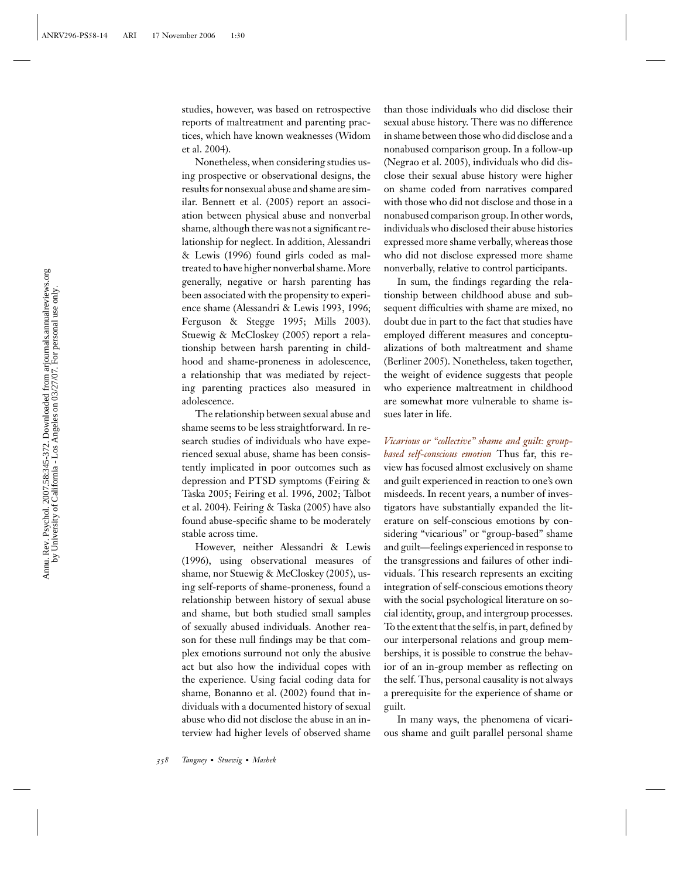studies, however, was based on retrospective reports of maltreatment and parenting practices, which have known weaknesses (Widom et al. 2004).

Nonetheless, when considering studies using prospective or observational designs, the results for nonsexual abuse and shame are similar. Bennett et al. (2005) report an association between physical abuse and nonverbal shame, although there was not a significant relationship for neglect. In addition, Alessandri & Lewis (1996) found girls coded as maltreated to have higher nonverbal shame. More generally, negative or harsh parenting has been associated with the propensity to experience shame (Alessandri & Lewis 1993, 1996; Ferguson & Stegge 1995; Mills 2003). Stuewig & McCloskey (2005) report a relationship between harsh parenting in childhood and shame-proneness in adolescence, a relationship that was mediated by rejecting parenting practices also measured in adolescence.

The relationship between sexual abuse and shame seems to be less straightforward. In research studies of individuals who have experienced sexual abuse, shame has been consistently implicated in poor outcomes such as depression and PTSD symptoms (Feiring & Taska 2005; Feiring et al. 1996, 2002; Talbot et al. 2004). Feiring & Taska (2005) have also found abuse-specific shame to be moderately stable across time.

However, neither Alessandri & Lewis (1996), using observational measures of shame, nor Stuewig & McCloskey (2005), using self-reports of shame-proneness, found a relationship between history of sexual abuse and shame, but both studied small samples of sexually abused individuals. Another reason for these null findings may be that complex emotions surround not only the abusive act but also how the individual copes with the experience. Using facial coding data for shame, Bonanno et al. (2002) found that individuals with a documented history of sexual abuse who did not disclose the abuse in an interview had higher levels of observed shame than those individuals who did disclose their sexual abuse history. There was no difference in shame between those who did disclose and a nonabused comparison group. In a follow-up (Negrao et al. 2005), individuals who did disclose their sexual abuse history were higher on shame coded from narratives compared with those who did not disclose and those in a nonabused comparison group. In other words, individuals who disclosed their abuse histories expressed more shame verbally, whereas those who did not disclose expressed more shame nonverbally, relative to control participants.

In sum, the findings regarding the relationship between childhood abuse and subsequent difficulties with shame are mixed, no doubt due in part to the fact that studies have employed different measures and conceptualizations of both maltreatment and shame (Berliner 2005). Nonetheless, taken together, the weight of evidence suggests that people who experience maltreatment in childhood are somewhat more vulnerable to shame issues later in life.

*Vicarious or "collective" shame and guilt: group-based self-conscious emotion* Thus far, this review has focused almost exclusively on shame and guilt experienced in reaction to one's own misdeeds. In recent years, a number of investigators have substantially expanded the literature on self-conscious emotions by considering "vicarious" or "group-based" shame and guilt—feelings experienced in response to the transgressions and failures of other individuals. This research represents an exciting integration of self-conscious emotions theory with the social psychological literature on social identity, group, and intergroup processes. To the extent that the self is, in part, defined by our interpersonal relations and group memberships, it is possible to construe the behavior of an in-group member as reflecting on the self. Thus, personal causality is not always a prerequisite for the experience of shame or guilt.

In many ways, the phenomena of vicarious shame and guilt parallel personal shame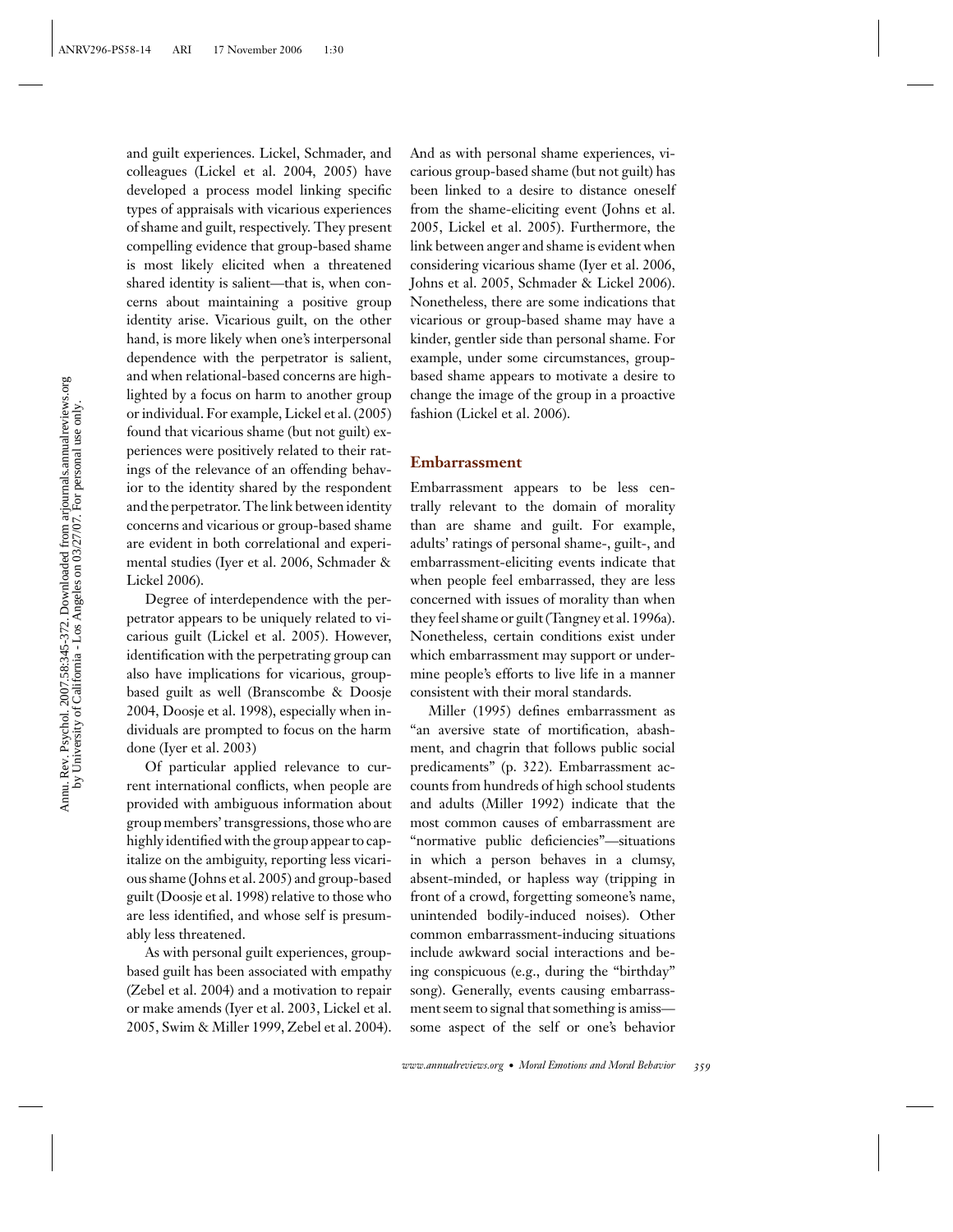and guilt experiences. Lickel, Schmader, and colleagues (Lickel et al. 2004, 2005) have developed a process model linking specific types of appraisals with vicarious experiences of shame and guilt, respectively. They present compelling evidence that group-based shame is most likely elicited when a threatened shared identity is salient—that is, when concerns about maintaining a positive group identity arise. Vicarious guilt, on the other hand, is more likely when one's interpersonal dependence with the perpetrator is salient, and when relational-based concerns are highlighted by a focus on harm to another group or individual. For example, Lickel et al. (2005) found that vicarious shame (but not guilt) experiences were positively related to their ratings of the relevance of an offending behavior to the identity shared by the respondent and the perpetrator. The link between identity concerns and vicarious or group-based shame are evident in both correlational and experimental studies (Iyer et al. 2006, Schmader & Lickel 2006).

Degree of interdependence with the perpetrator appears to be uniquely related to vicarious guilt (Lickel et al. 2005). However, identification with the perpetrating group can also have implications for vicarious, group-based guilt as well (Branscombe & Doosje 2004, Doosje et al. 1998), especially when individuals are prompted to focus on the harm done (Iyer et al. 2003)

Of particular applied relevance to current international conflicts, when people are provided with ambiguous information about group members' transgressions, those who are highly identified with the group appear to capitalize on the ambiguity, reporting less vicarious shame (Johns et al. 2005) and group-based guilt (Doosje et al. 1998) relative to those who are less identified, and whose self is presumably less threatened.

As with personal guilt experiences, group-based guilt has been associated with empathy (Zebel et al. 2004) and a motivation to repair or make amends (Iyer et al. 2003, Lickel et al. 2005, Swim & Miller 1999, Zebel et al. 2004). And as with personal shame experiences, vicarious group-based shame (but not guilt) has been linked to a desire to distance oneself from the shame-eliciting event (Johns et al. 2005, Lickel et al. 2005). Furthermore, the link between anger and shame is evident when considering vicarious shame (Iyer et al. 2006, Johns et al. 2005, Schmader & Lickel 2006). Nonetheless, there are some indications that vicarious or group-based shame may have a kinder, gentler side than personal shame. For example, under some circumstances, group-based shame appears to motivate a desire to change the image of the group in a proactive fashion (Lickel et al. 2006).

## Embarrassment

Embarrassment appears to be less centrally relevant to the domain of morality than are shame and guilt. For example, adults' ratings of personal shame-, guilt-, and embarrassment-eliciting events indicate that when people feel embarrassed, they are less concerned with issues of morality than when they feel shame or guilt (Tangney et al. 1996a). Nonetheless, certain conditions exist under which embarrassment may support or undermine people's efforts to live life in a manner consistent with their moral standards.

Miller (1995) defines embarrassment as "an aversive state of mortification, abashment, and chagrin that follows public social predicaments" (p. 322). Embarrassment accounts from hundreds of high school students and adults (Miller 1992) indicate that the most common causes of embarrassment are "normative public deficiencies"—situations in which a person behaves in a clumsy, absent-minded, or hapless way (tripping in front of a crowd, forgetting someone's name, unintended bodily-induced noises). Other common embarrassment-inducing situations include awkward social interactions and being conspicuous (e.g., during the "birthday" song). Generally, events causing embarrassment seem to signal that something is amiss—some aspect of the self or one's behavior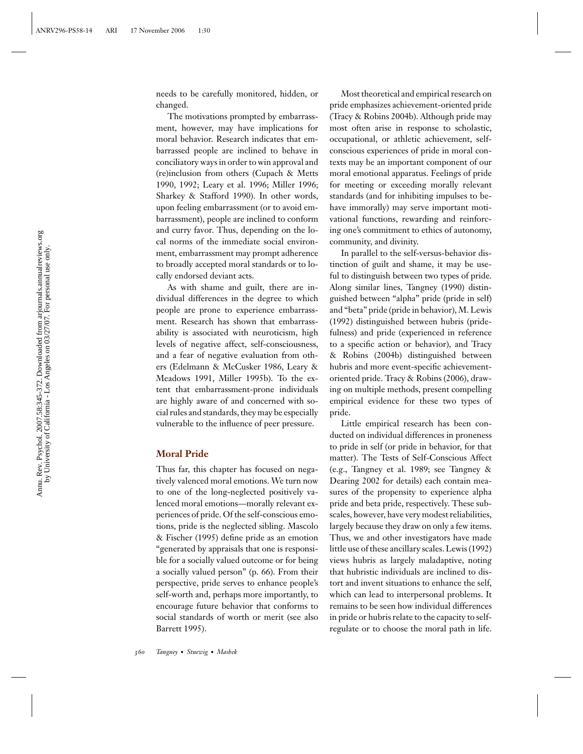needs to be carefully monitored, hidden, or changed.

The motivations prompted by embarrassment, however, may have implications for moral behavior. Research indicates that embarrassed people are inclined to behave in conciliatory ways in order to win approval and (re)inclusion from others (Cupach & Metts 1990, 1992; Leary et al. 1996; Miller 1996; Sharkey & Stafford 1990). In other words, upon feeling embarrassment (or to avoid embarrassment), people are inclined to conform and curry favor. Thus, depending on the local norms of the immediate social environment, embarrassment may prompt adherence to broadly accepted moral standards or to locally endorsed deviant acts.

As with shame and guilt, there are individual differences in the degree to which people are prone to experience embarrassment. Research has shown that embarrassability is associated with neuroticism, high levels of negative affect, self-consciousness, and a fear of negative evaluation from others (Edelmann & McCusker 1986, Leary & Meadows 1991, Miller 1995b). To the extent that embarrassment-prone individuals are highly aware of and concerned with social rules and standards, they may be especially vulnerable to the influence of peer pressure.

## Moral Pride

Thus far, this chapter has focused on negatively valenced moral emotions. We turn now to one of the long-neglected positively valenced moral emotions—morally relevant experiences of pride. Of the self-conscious emotions, pride is the neglected sibling. Mascolo & Fischer (1995) define pride as an emotion "generated by appraisals that one is responsible for a socially valued outcome or for being a socially valued person" (p. 66). From their perspective, pride serves to enhance people's self-worth and, perhaps more importantly, to encourage future behavior that conforms to social standards of worth or merit (see also Barrett 1995).

Most theoretical and empirical research on pride emphasizes achievement-oriented pride (Tracy & Robins 2004b). Although pride may most often arise in response to scholastic, occupational, or athletic achievement, self-conscious experiences of pride in moral contexts may be an important component of our moral emotional apparatus. Feelings of pride for meeting or exceeding morally relevant standards (and for inhibiting impulses to behave immorally) may serve important motivational functions, rewarding and reinforcing one's commitment to ethics of autonomy, community, and divinity.

In parallel to the self-versus-behavior distinction of guilt and shame, it may be useful to distinguish between two types of pride. Along similar lines, Tangney (1990) distinguished between "alpha" pride (pride in self) and "beta" pride (pride in behavior), M. Lewis (1992) distinguished between hubris (pridefulness) and pride (experienced in reference to a specific action or behavior), and Tracy & Robins (2004b) distinguished between hubris and more event-specific achievement-oriented pride. Tracy & Robins (2006), drawing on multiple methods, present compelling empirical evidence for these two types of pride.

Little empirical research has been conducted on individual differences in proneness to pride in self (or pride in behavior, for that matter). The Tests of Self-Conscious Affect (e.g., Tangney et al. 1989; see Tangney & Dearing 2002 for details) each contain measures of the propensity to experience alpha pride and beta pride, respectively. These subscales, however, have very modest reliabilities, largely because they draw on only a few items. Thus, we and other investigators have made little use of these ancillary scales. Lewis (1992) views hubris as largely maladaptive, noting that hubristic individuals are inclined to distort and invent situations to enhance the self, which can lead to interpersonal problems. It remains to be seen how individual differences in pride or hubris relate to the capacity to self-regulate or to choose the moral path in life.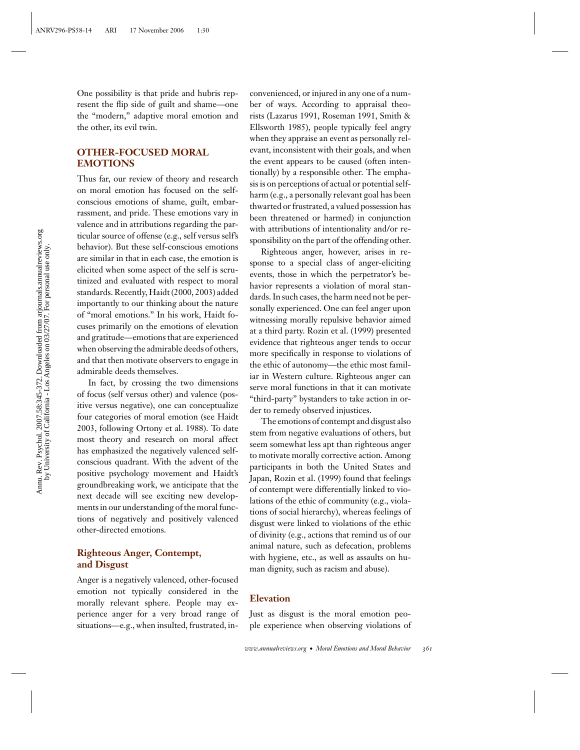One possibility is that pride and hubris represent the flip side of guilt and shame—one the "modern," adaptive moral emotion and the other, its evil twin.

## OTHER-FOCUSED MORAL EMOTIONS

Thus far, our review of theory and research on moral emotion has focused on the self-conscious emotions of shame, guilt, embarrassment, and pride. These emotions vary in valence and in attributions regarding the particular source of offense (e.g., self versus self's behavior). But these self-conscious emotions are similar in that in each case, the emotion is elicited when some aspect of the self is scrutinized and evaluated with respect to moral standards. Recently, Haidt (2000, 2003) added importantly to our thinking about the nature of "moral emotions." In his work, Haidt focuses primarily on the emotions of elevation and gratitude—emotions that are experienced when observing the admirable deeds of others, and that then motivate observers to engage in admirable deeds themselves.

In fact, by crossing the two dimensions of focus (self versus other) and valence (positive versus negative), one can conceptualize four categories of moral emotion (see Haidt 2003, following Ortony et al. 1988). To date most theory and research on moral affect has emphasized the negatively valenced self-conscious quadrant. With the advent of the positive psychology movement and Haidt's groundbreaking work, we anticipate that the next decade will see exciting new developments in our understanding of the moral functions of negatively and positively valenced other-directed emotions.

### Righteous Anger, Contempt, and Disgust

Anger is a negatively valenced, other-focused emotion not typically considered in the morally relevant sphere. People may experience anger for a very broad range of situations—e.g., when insulted, frustrated, inconvenienced, or injured in any one of a number of ways. According to appraisal theorists (Lazarus 1991, Roseman 1991, Smith & Ellsworth 1985), people typically feel angry when they appraise an event as personally relevant, inconsistent with their goals, and when the event appears to be caused (often intentionally) by a responsible other. The emphasis is on perceptions of actual or potential self-harm (e.g., a personally relevant goal has been thwarted or frustrated, a valued possession has been threatened or harmed) in conjunction with attributions of intentionality and/or responsibility on the part of the offending other.

Righteous anger, however, arises in response to a special class of anger-eliciting events, those in which the perpetrator's behavior represents a violation of moral standards. In such cases, the harm need not be personally experienced. One can feel anger upon witnessing morally repulsive behavior aimed at a third party. Rozin et al. (1999) presented evidence that righteous anger tends to occur more specifically in response to violations of the ethic of autonomy—the ethic most familiar in Western culture. Righteous anger can serve moral functions in that it can motivate "third-party" bystanders to take action in order to remedy observed injustices.

The emotions of contempt and disgust also stem from negative evaluations of others, but seem somewhat less apt than righteous anger to motivate morally corrective action. Among participants in both the United States and Japan, Rozin et al. (1999) found that feelings of contempt were differentially linked to violations of the ethic of community (e.g., violations of social hierarchy), whereas feelings of disgust were linked to violations of the ethic of divinity (e.g., actions that remind us of our animal nature, such as defecation, problems with hygiene, etc., as well as assaults on human dignity, such as racism and abuse).

### Elevation

Just as disgust is the moral emotion people experience when observing violations of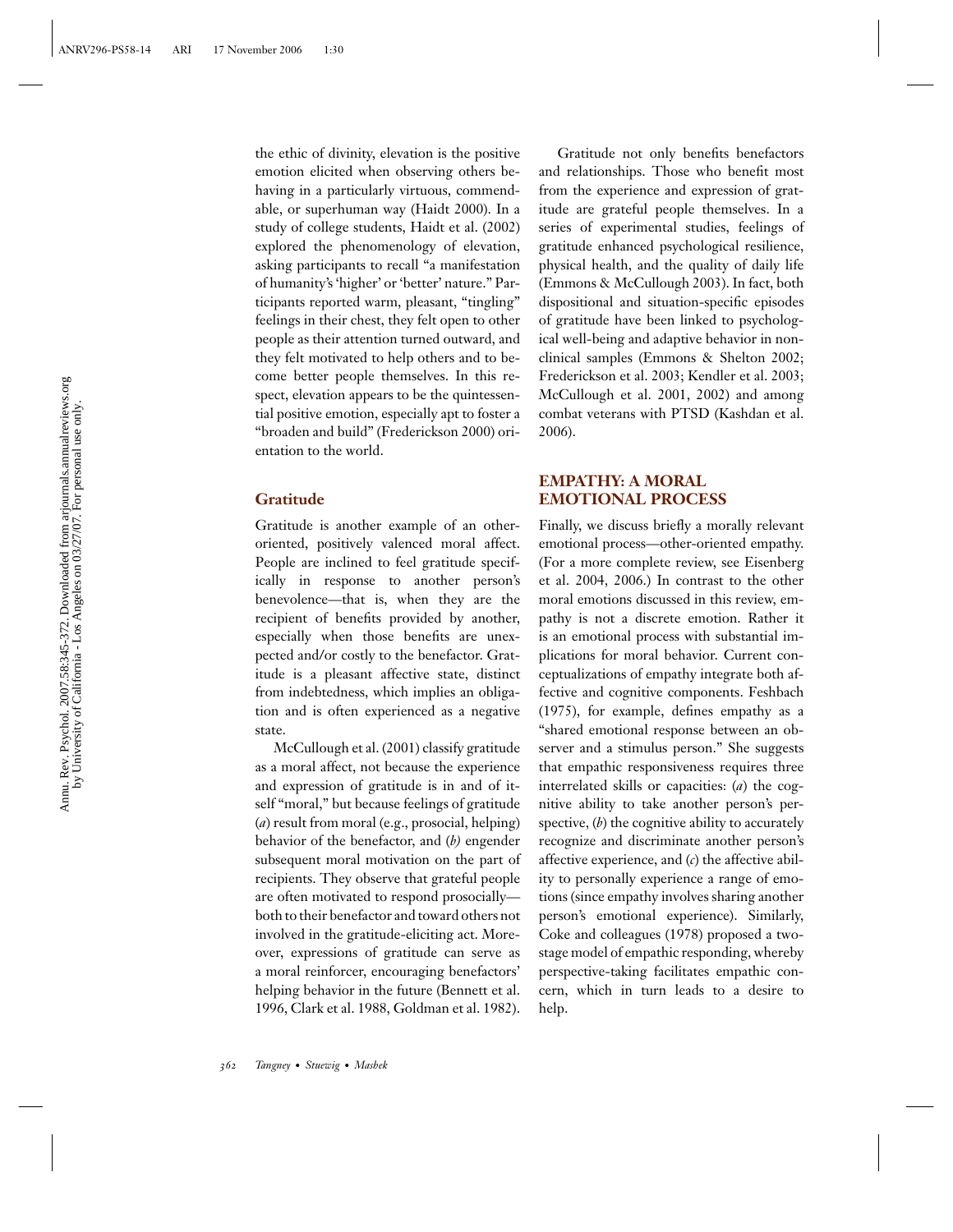the ethic of divinity, elevation is the positive emotion elicited when observing others behaving in a particularly virtuous, commendable, or superhuman way (Haidt 2000). In a study of college students, Haidt et al. (2002) explored the phenomenology of elevation, asking participants to recall "a manifestation of humanity's 'higher' or 'better' nature." Participants reported warm, pleasant, "tingling" feelings in their chest, they felt open to other people as their attention turned outward, and they felt motivated to help others and to become better people themselves. In this respect, elevation appears to be the quintessential positive emotion, especially apt to foster a "broaden and build" (Frederickson 2000) orientation to the world.

### Gratitude

Gratitude is another example of an other-oriented, positively valenced moral affect. People are inclined to feel gratitude specifically in response to another person's benevolence—that is, when they are the recipient of benefits provided by another, especially when those benefits are unexpected and/or costly to the benefactor. Gratitude is a pleasant affective state, distinct from indebtedness, which implies an obligation and is often experienced as a negative state.

McCullough et al. (2001) classify gratitude as a moral affect, not because the experience and expression of gratitude is in and of itself "moral," but because feelings of gratitude (*a*) result from moral (e.g., prosocial, helping) behavior of the benefactor, and (*b*) engender subsequent moral motivation on the part of recipients. They observe that grateful people are often motivated to respond prosocially—both to their benefactor and toward others not involved in the gratitude-eliciting act. Moreover, expressions of gratitude can serve as a moral reinforcer, encouraging benefactors' helping behavior in the future (Bennett et al. 1996, Clark et al. 1988, Goldman et al. 1982).

Gratitude not only benefits benefactors and relationships. Those who benefit most from the experience and expression of gratitude are grateful people themselves. In a series of experimental studies, feelings of gratitude enhanced psychological resilience, physical health, and the quality of daily life (Emmons & McCullough 2003). In fact, both dispositional and situation-specific episodes of gratitude have been linked to psychological well-being and adaptive behavior in nonclinical samples (Emmons & Shelton 2002; Frederickson et al. 2003; Kendler et al. 2003; McCullough et al. 2001, 2002) and among combat veterans with PTSD (Kashdan et al. 2006).

## EMPATHY: A MORAL EMOTIONAL PROCESS

Finally, we discuss briefly a morally relevant emotional process—other-oriented empathy. (For a more complete review, see Eisenberg et al. 2004, 2006.) In contrast to the other moral emotions discussed in this review, empathy is not a discrete emotion. Rather it is an emotional process with substantial implications for moral behavior. Current conceptualizations of empathy integrate both affective and cognitive components. Feshbach (1975), for example, defines empathy as a "shared emotional response between an observer and a stimulus person." She suggests that empathic responsiveness requires three interrelated skills or capacities: (*a*) the cognitive ability to take another person's perspective, (*b*) the cognitive ability to accurately recognize and discriminate another person's affective experience, and (*c*) the affective ability to personally experience a range of emotions (since empathy involves sharing another person's emotional experience). Similarly, Coke and colleagues (1978) proposed a two-stage model of empathic responding, whereby perspective-taking facilitates empathic concern, which in turn leads to a desire to help.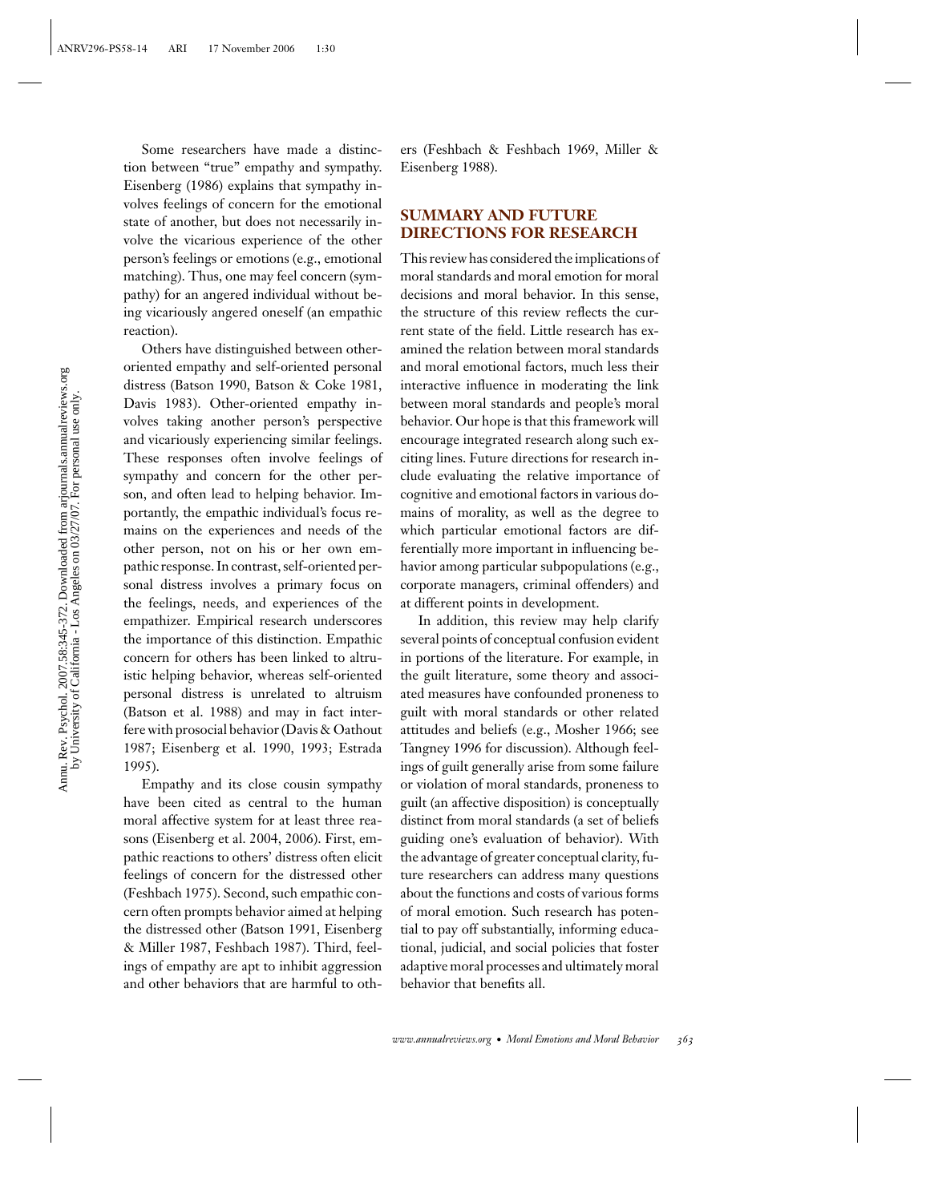Some researchers have made a distinction between "true" empathy and sympathy. Eisenberg (1986) explains that sympathy involves feelings of concern for the emotional state of another, but does not necessarily involve the vicarious experience of the other person's feelings or emotions (e.g., emotional matching). Thus, one may feel concern (sympathy) for an angered individual without being vicariously angered oneself (an empathic reaction).

Others have distinguished between other-oriented empathy and self-oriented personal distress (Batson 1990, Batson & Coke 1981, Davis 1983). Other-oriented empathy involves taking another person's perspective and vicariously experiencing similar feelings. These responses often involve feelings of sympathy and concern for the other person, and often lead to helping behavior. Importantly, the empathic individual's focus remains on the experiences and needs of the other person, not on his or her own empathic response. In contrast, self-oriented personal distress involves a primary focus on the feelings, needs, and experiences of the empathizer. Empirical research underscores the importance of this distinction. Empathic concern for others has been linked to altruistic helping behavior, whereas self-oriented personal distress is unrelated to altruism (Batson et al. 1988) and may in fact interfere with prosocial behavior (Davis & Oathout 1987; Eisenberg et al. 1990, 1993; Estrada 1995).

Empathy and its close cousin sympathy have been cited as central to the human moral affective system for at least three reasons (Eisenberg et al. 2004, 2006). First, empathic reactions to others' distress often elicit feelings of concern for the distressed other (Feshbach 1975). Second, such empathic concern often prompts behavior aimed at helping the distressed other (Batson 1991, Eisenberg & Miller 1987, Feshbach 1987). Third, feelings of empathy are apt to inhibit aggression and other behaviors that are harmful to others (Feshbach & Feshbach 1969, Miller & Eisenberg 1988).

## SUMMARY AND FUTURE DIRECTIONS FOR RESEARCH

This review has considered the implications of moral standards and moral emotion for moral decisions and moral behavior. In this sense, the structure of this review reflects the current state of the field. Little research has examined the relation between moral standards and moral emotional factors, much less their interactive influence in moderating the link between moral standards and people's moral behavior. Our hope is that this framework will encourage integrated research along such exciting lines. Future directions for research include evaluating the relative importance of cognitive and emotional factors in various domains of morality, as well as the degree to which particular emotional factors are differentially more important in influencing behavior among particular subpopulations (e.g., corporate managers, criminal offenders) and at different points in development.

In addition, this review may help clarify several points of conceptual confusion evident in portions of the literature. For example, in the guilt literature, some theory and associated measures have confounded proneness to guilt with moral standards or other related attitudes and beliefs (e.g., Mosher 1966; see Tangney 1996 for discussion). Although feelings of guilt generally arise from some failure or violation of moral standards, proneness to guilt (an affective disposition) is conceptually distinct from moral standards (a set of beliefs guiding one's evaluation of behavior). With the advantage of greater conceptual clarity, future researchers can address many questions about the functions and costs of various forms of moral emotion. Such research has potential to pay off substantially, informing educational, judicial, and social policies that foster adaptive moral processes and ultimately moral behavior that benefits all.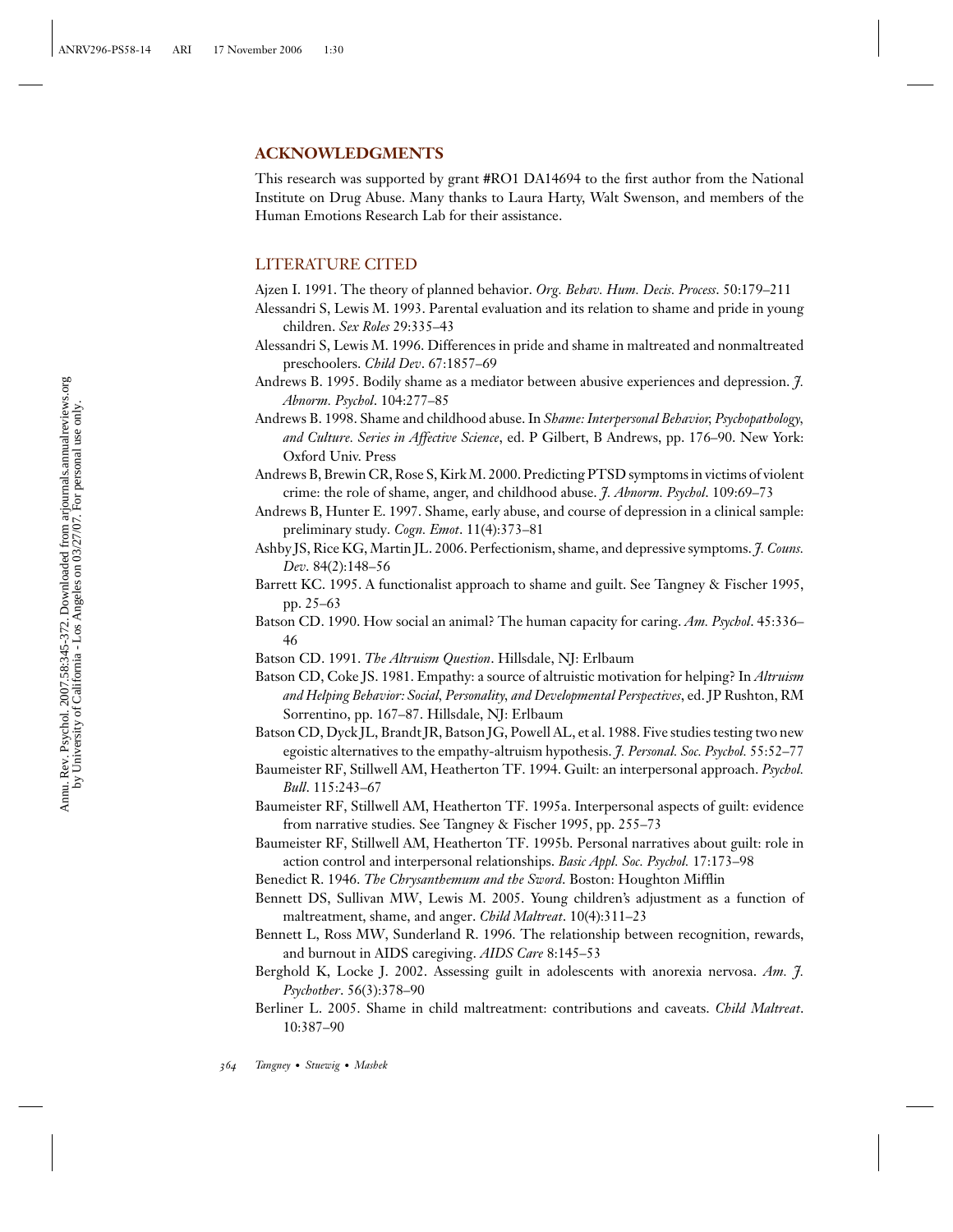## ACKNOWLEDGMENTS

This research was supported by grant #RO1 DA14694 to the first author from the National Institute on Drug Abuse. Many thanks to Laura Harty, Walt Swenson, and members of the Human Emotions Research Lab for their assistance.

## LITERATURE CITED

Ajzen I. 1991. The theory of planned behavior. *Org. Behav. Hum. Decis. Process*. 50:179–211

Alessandri S, Lewis M. 1993. Parental evaluation and its relation to shame and pride in young children. *Sex Roles* 29:335–43

Alessandri S, Lewis M. 1996. Differences in pride and shame in maltreated and nonmaltreated preschoolers. *Child Dev*. 67:1857–69

Andrews B. 1995. Bodily shame as a mediator between abusive experiences and depression. *J. Abnorm. Psychol*. 104:277–85

Andrews B. 1998. Shame and childhood abuse. In *Shame: Interpersonal Behavior, Psychopathology, and Culture. Series in Affective Science*, ed. P Gilbert, B Andrews, pp. 176–90. New York: Oxford Univ. Press

Andrews B, Brewin CR, Rose S, Kirk M. 2000. Predicting PTSD symptoms in victims of violent crime: the role of shame, anger, and childhood abuse. *J. Abnorm. Psychol*. 109:69–73

Andrews B, Hunter E. 1997. Shame, early abuse, and course of depression in a clinical sample: preliminary study. *Cogn. Emot*. 11(4):373–81

Ashby JS, Rice KG, Martin JL. 2006. Perfectionism, shame, and depressive symptoms. *J. Couns. Dev*. 84(2):148–56

Barrett KC. 1995. A functionalist approach to shame and guilt. See Tangney & Fischer 1995, pp. 25–63

Batson CD. 1990. How social an animal? The human capacity for caring. *Am. Psychol*. 45:336–46

Batson CD. 1991. *The Altruism Question*. Hillsdale, NJ: Erlbaum

Batson CD, Coke JS. 1981. Empathy: a source of altruistic motivation for helping? In *Altruism and Helping Behavior: Social, Personality, and Developmental Perspectives*, ed. JP Rushton, RM Sorrentino, pp. 167–87. Hillsdale, NJ: Erlbaum

Batson CD, Dyck JL, Brandt JR, Batson JG, Powell AL, et al. 1988. Five studies testing two new egoistic alternatives to the empathy-altruism hypothesis. *J. Personal. Soc. Psychol.* 55:52–77

Baumeister RF, Stillwell AM, Heatherton TF. 1994. Guilt: an interpersonal approach. *Psychol. Bull*. 115:243–67

Baumeister RF, Stillwell AM, Heatherton TF. 1995a. Interpersonal aspects of guilt: evidence from narrative studies. See Tangney & Fischer 1995, pp. 255–73

Baumeister RF, Stillwell AM, Heatherton TF. 1995b. Personal narratives about guilt: role in action control and interpersonal relationships. *Basic Appl. Soc. Psychol.* 17:173–98

Benedict R. 1946. *The Chrysanthemum and the Sword*. Boston: Houghton Mifflin

Bennett DS, Sullivan MW, Lewis M. 2005. Young children's adjustment as a function of maltreatment, shame, and anger. *Child Maltreat*. 10(4):311–23

Bennett L, Ross MW, Sunderland R. 1996. The relationship between recognition, rewards, and burnout in AIDS caregiving. *AIDS Care* 8:145–53

Berghold K, Locke J. 2002. Assessing guilt in adolescents with anorexia nervosa. *Am. J. Psychother*. 56(3):378–90

Berliner L. 2005. Shame in child maltreatment: contributions and caveats. *Child Maltreat*. 10:387–90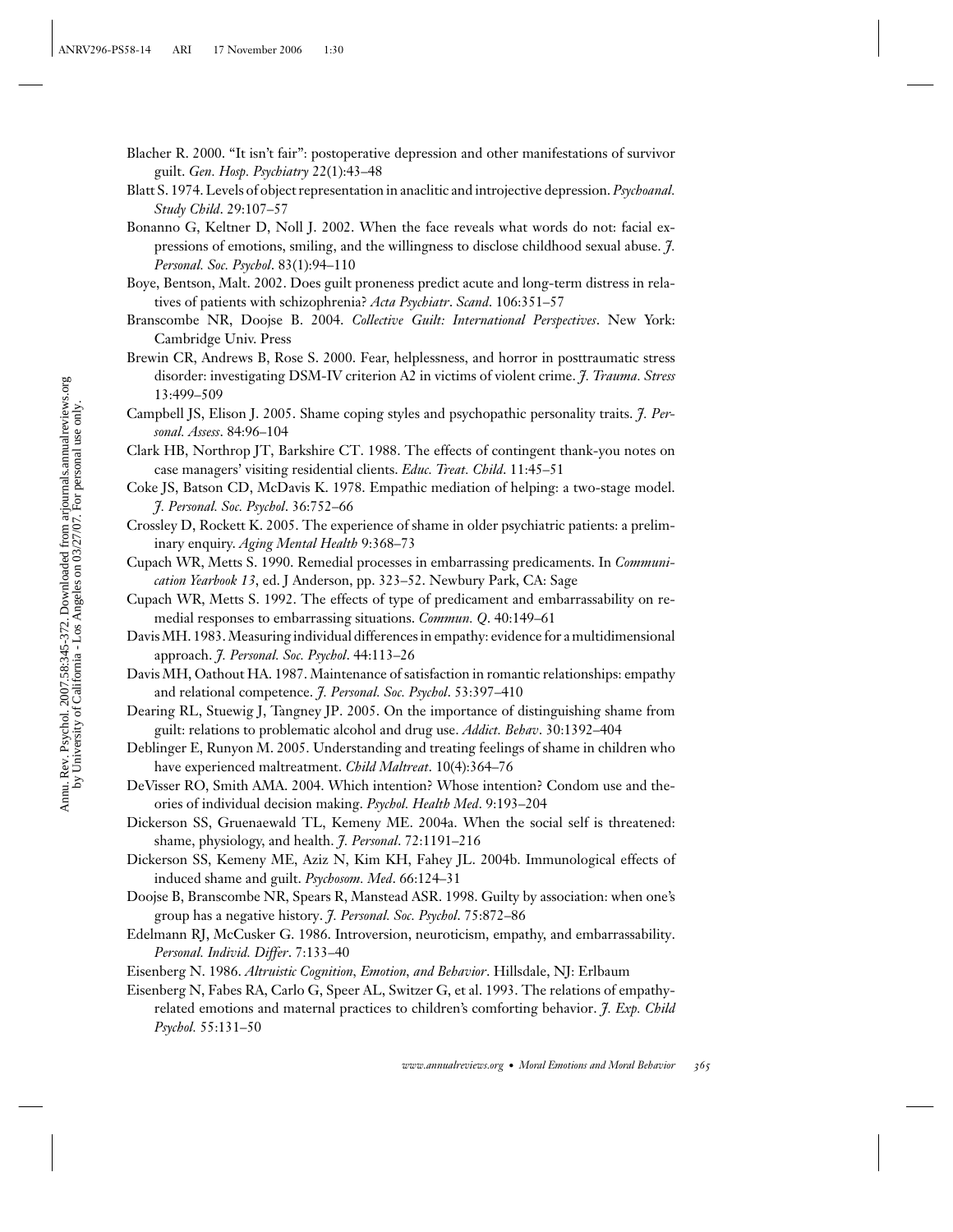Blacher R. 2000. "It isn't fair": postoperative depression and other manifestations of survivor guilt. *Gen. Hosp. Psychiatry* 22(1):43–48

Blatt S. 1974. Levels of object representation in anaclitic and introjective depression. *Psychoanal. Study Child*. 29:107–57

Bonanno G, Keltner D, Noll J. 2002. When the face reveals what words do not: facial expressions of emotions, smiling, and the willingness to disclose childhood sexual abuse. *J. Personal. Soc. Psychol*. 83(1):94–110

Boye, Bentson, Malt. 2002. Does guilt proneness predict acute and long-term distress in relatives of patients with schizophrenia? *Acta Psychiatr*. *Scand*. 106:351–57

Branscombe NR, Doojse B. 2004. *Collective Guilt: International Perspectives*. New York: Cambridge Univ. Press

Brewin CR, Andrews B, Rose S. 2000. Fear, helplessness, and horror in posttraumatic stress disorder: investigating DSM-IV criterion A2 in victims of violent crime. *J. Trauma. Stress* 13:499–509

Campbell JS, Elison J. 2005. Shame coping styles and psychopathic personality traits. *J. Personal. Assess*. 84:96–104

Clark HB, Northrop JT, Barkshire CT. 1988. The effects of contingent thank-you notes on case managers' visiting residential clients. *Educ. Treat. Child*. 11:45–51

Coke JS, Batson CD, McDavis K. 1978. Empathic mediation of helping: a two-stage model. *J. Personal. Soc. Psychol*. 36:752–66

Crossley D, Rockett K. 2005. The experience of shame in older psychiatric patients: a preliminary enquiry. *Aging Mental Health* 9:368–73

Cupach WR, Metts S. 1990. Remedial processes in embarrassing predicaments. In *Communication Yearbook 13*, ed. J Anderson, pp. 323–52. Newbury Park, CA: Sage

Cupach WR, Metts S. 1992. The effects of type of predicament and embarrassability on remedial responses to embarrassing situations. *Commun. Q*. 40:149–61

Davis MH. 1983. Measuring individual differences in empathy: evidence for a multidimensional approach. *J. Personal. Soc. Psychol*. 44:113–26

Davis MH, Oathout HA. 1987. Maintenance of satisfaction in romantic relationships: empathy and relational competence. *J. Personal. Soc. Psychol*. 53:397–410

Dearing RL, Stuewig J, Tangney JP. 2005. On the importance of distinguishing shame from guilt: relations to problematic alcohol and drug use. *Addict. Behav*. 30:1392–404

Deblinger E, Runyon M. 2005. Understanding and treating feelings of shame in children who have experienced maltreatment. *Child Maltreat*. 10(4):364–76

DeVisser RO, Smith AMA. 2004. Which intention? Whose intention? Condom use and theories of individual decision making. *Psychol. Health Med*. 9:193–204

Dickerson SS, Gruenaewald TL, Kemeny ME. 2004a. When the social self is threatened: shame, physiology, and health. *J. Personal*. 72:1191–216

Dickerson SS, Kemeny ME, Aziz N, Kim KH, Fahey JL. 2004b. Immunological effects of induced shame and guilt. *Psychosom. Med*. 66:124–31

Doojse B, Branscombe NR, Spears R, Manstead ASR. 1998. Guilty by association: when one's group has a negative history. *J. Personal. Soc. Psychol*. 75:872–86

Edelmann RJ, McCusker G. 1986. Introversion, neuroticism, empathy, and embarrassability. *Personal. Individ. Differ*. 7:133–40

Eisenberg N. 1986. *Altruistic Cognition, Emotion, and Behavior*. Hillsdale, NJ: Erlbaum

Eisenberg N, Fabes RA, Carlo G, Speer AL, Switzer G, et al. 1993. The relations of empathy-related emotions and maternal practices to children's comforting behavior. *J. Exp. Child Psychol*. 55:131–50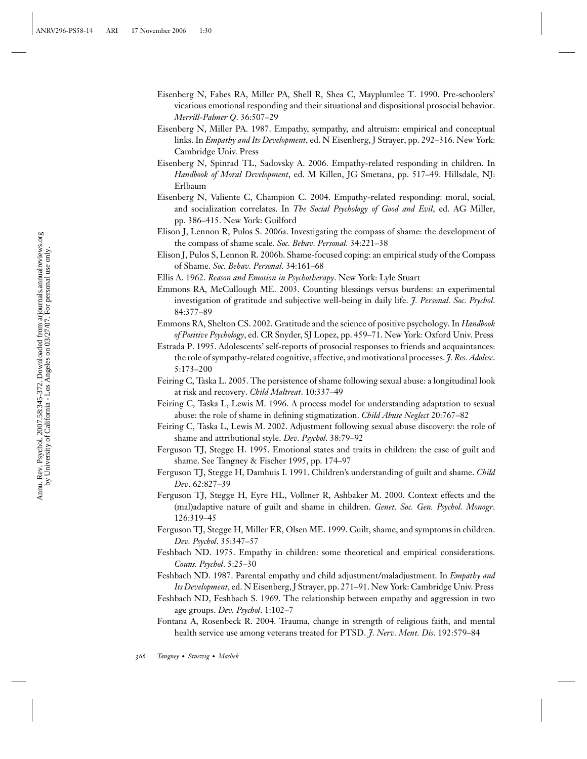Eisenberg N, Fabes RA, Miller PA, Shell R, Shea C, Mayplumlee T. 1990. Pre-schoolers' vicarious emotional responding and their situational and dispositional prosocial behavior. *Merrill-Palmer Q*. 36:507–29

Eisenberg N, Miller PA. 1987. Empathy, sympathy, and altruism: empirical and conceptual links. In *Empathy and Its Development*, ed. N Eisenberg, J Strayer, pp. 292–316. New York: Cambridge Univ. Press

Eisenberg N, Spinrad TL, Sadovsky A. 2006. Empathy-related responding in children. In *Handbook of Moral Development*, ed. M Killen, JG Smetana, pp. 517–49. Hillsdale, NJ: Erlbaum

Eisenberg N, Valiente C, Champion C. 2004. Empathy-related responding: moral, social, and socialization correlates. In *The Social Psychology of Good and Evil*, ed. AG Miller, pp. 386–415. New York: Guilford

Elison J, Lennon R, Pulos S. 2006a. Investigating the compass of shame: the development of the compass of shame scale. *Soc. Behav. Personal.* 34:221–38

Elison J, Pulos S, Lennon R. 2006b. Shame-focused coping: an empirical study of the Compass of Shame. *Soc. Behav. Personal.* 34:161–68

Ellis A. 1962. *Reason and Emotion in Psychotherapy*. New York: Lyle Stuart

Emmons RA, McCullough ME. 2003. Counting blessings versus burdens: an experimental investigation of gratitude and subjective well-being in daily life. *J. Personal. Soc. Psychol.* 84:377–89

Emmons RA, Shelton CS. 2002. Gratitude and the science of positive psychology. In *Handbook of Positive Psychology*, ed. CR Snyder, SJ Lopez, pp. 459–71. New York: Oxford Univ. Press

Estrada P. 1995. Adolescents' self-reports of prosocial responses to friends and acquaintances: the role of sympathy-related cognitive, affective, and motivational processes. *J. Res. Adolesc.* 5:173–200

Feiring C, Taska L. 2005. The persistence of shame following sexual abuse: a longitudinal look at risk and recovery. *Child Maltreat*. 10:337–49

Feiring C, Taska L, Lewis M. 1996. A process model for understanding adaptation to sexual abuse: the role of shame in defining stigmatization. *Child Abuse Neglect* 20:767–82

Feiring C, Taska L, Lewis M. 2002. Adjustment following sexual abuse discovery: the role of shame and attributional style. *Dev. Psychol*. 38:79–92

Ferguson TJ, Stegge H. 1995. Emotional states and traits in children: the case of guilt and shame. See Tangney & Fischer 1995, pp. 174–97

Ferguson TJ, Stegge H, Damhuis I. 1991. Children's understanding of guilt and shame. *Child Dev*. 62:827–39

Ferguson TJ, Stegge H, Eyre HL, Vollmer R, Ashbaker M. 2000. Context effects and the (mal)adaptive nature of guilt and shame in children. *Genet. Soc. Gen. Psychol. Monogr*. 126:319–45

Ferguson TJ, Stegge H, Miller ER, Olsen ME. 1999. Guilt, shame, and symptoms in children. *Dev. Psychol*. 35:347–57

Feshbach ND. 1975. Empathy in children: some theoretical and empirical considerations. *Couns. Psychol*. 5:25–30

Feshbach ND. 1987. Parental empathy and child adjustment/maladjustment. In *Empathy and Its Development*, ed. N Eisenberg, J Strayer, pp. 271–91. New York: Cambridge Univ. Press

Feshbach ND, Feshbach S. 1969. The relationship between empathy and aggression in two age groups. *Dev. Psychol*. 1:102–7

Fontana A, Rosenbeck R. 2004. Trauma, change in strength of religious faith, and mental health service use among veterans treated for PTSD. *J. Nerv. Ment. Dis*. 192:579–84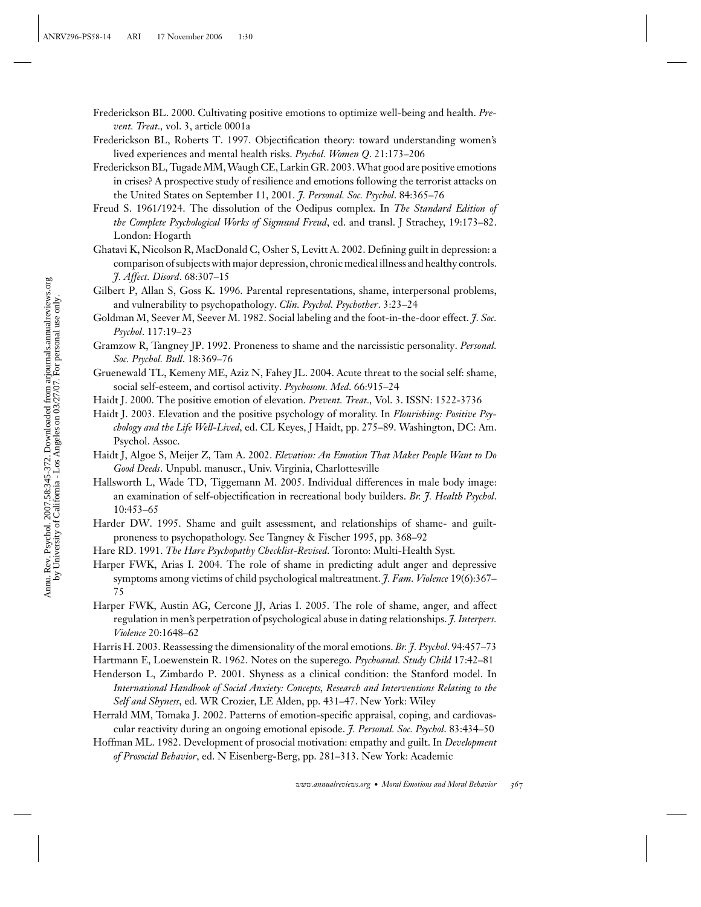Frederickson BL. 2000. Cultivating positive emotions to optimize well-being and health. *Prevent. Treat.*, vol. 3, article 0001a

Frederickson BL, Roberts T. 1997. Objectification theory: toward understanding women's lived experiences and mental health risks. *Psychol. Women Q.* 21:173–206

Frederickson BL, Tugade MM, Waugh CE, Larkin GR. 2003. What good are positive emotions in crises? A prospective study of resilience and emotions following the terrorist attacks on the United States on September 11, 2001. *J. Personal. Soc. Psychol.* 84:365–76

Freud S. 1961/1924. The dissolution of the Oedipus complex. In *The Standard Edition of the Complete Psychological Works of Sigmund Freud*, ed. and transl. J Strachey, 19:173–82. London: Hogarth

Ghatavi K, Nicolson R, MacDonald C, Osher S, Levitt A. 2002. Defining guilt in depression: a comparison of subjects with major depression, chronic medical illness and healthy controls. *J. Affect. Disord.* 68:307–15

Gilbert P, Allan S, Goss K. 1996. Parental representations, shame, interpersonal problems, and vulnerability to psychopathology. *Clin. Psychol. Psychother.* 3:23–24

Goldman M, Seever M, Seever M. 1982. Social labeling and the foot-in-the-door effect. *J. Soc. Psychol.* 117:19–23

Gramzow R, Tangney JP. 1992. Proneness to shame and the narcissistic personality. *Personal. Soc. Psychol. Bull.* 18:369–76

Gruenewald TL, Kemeny ME, Aziz N, Fahey JL. 2004. Acute threat to the social self: shame, social self-esteem, and cortisol activity. *Psychosom. Med.* 66:915–24

Haidt J. 2000. The positive emotion of elevation. *Prevent. Treat.*, Vol. 3. ISSN: 1522-3736

Haidt J. 2003. Elevation and the positive psychology of morality. In *Flourishing: Positive Psychology and the Life Well-Lived*, ed. CL Keyes, J Haidt, pp. 275–89. Washington, DC: Am. Psychol. Assoc.

Haidt J, Algoe S, Meijer Z, Tam A. 2002. *Elevation: An Emotion That Makes People Want to Do Good Deeds*. Unpubl. manuscr., Univ. Virginia, Charlottesville

Hallsworth L, Wade TD, Tiggemann M. 2005. Individual differences in male body image: an examination of self-objectification in recreational body builders. *Br. J. Health Psychol.* 10:453–65

Harder DW. 1995. Shame and guilt assessment, and relationships of shame- and guilt-proneness to psychopathology. See Tangney & Fischer 1995, pp. 368–92

Hare RD. 1991. *The Hare Psychopathy Checklist-Revised*. Toronto: Multi-Health Syst.

Harper FWK, Arias I. 2004. The role of shame in predicting adult anger and depressive symptoms among victims of child psychological maltreatment. *J. Fam. Violence* 19(6):367–75

Harper FWK, Austin AG, Cercone JJ, Arias I. 2005. The role of shame, anger, and affect regulation in men's perpetration of psychological abuse in dating relationships. *J. Interpers. Violence* 20:1648–62

Harris H. 2003. Reassessing the dimensionality of the moral emotions. *Br. J. Psychol.* 94:457–73

Hartmann E, Loewenstein R. 1962. Notes on the superego. *Psychoanal. Study Child* 17:42–81

Henderson L, Zimbardo P. 2001. Shyness as a clinical condition: the Stanford model. In *International Handbook of Social Anxiety: Concepts, Research and Interventions Relating to the Self and Shyness*, ed. WR Crozier, LE Alden, pp. 431–47. New York: Wiley

Herrald MM, Tomaka J. 2002. Patterns of emotion-specific appraisal, coping, and cardiovascular reactivity during an ongoing emotional episode. *J. Personal. Soc. Psychol.* 83:434–50

Hoffman ML. 1982. Development of prosocial motivation: empathy and guilt. In *Development of Prosocial Behavior*, ed. N Eisenberg-Berg, pp. 281–313. New York: Academic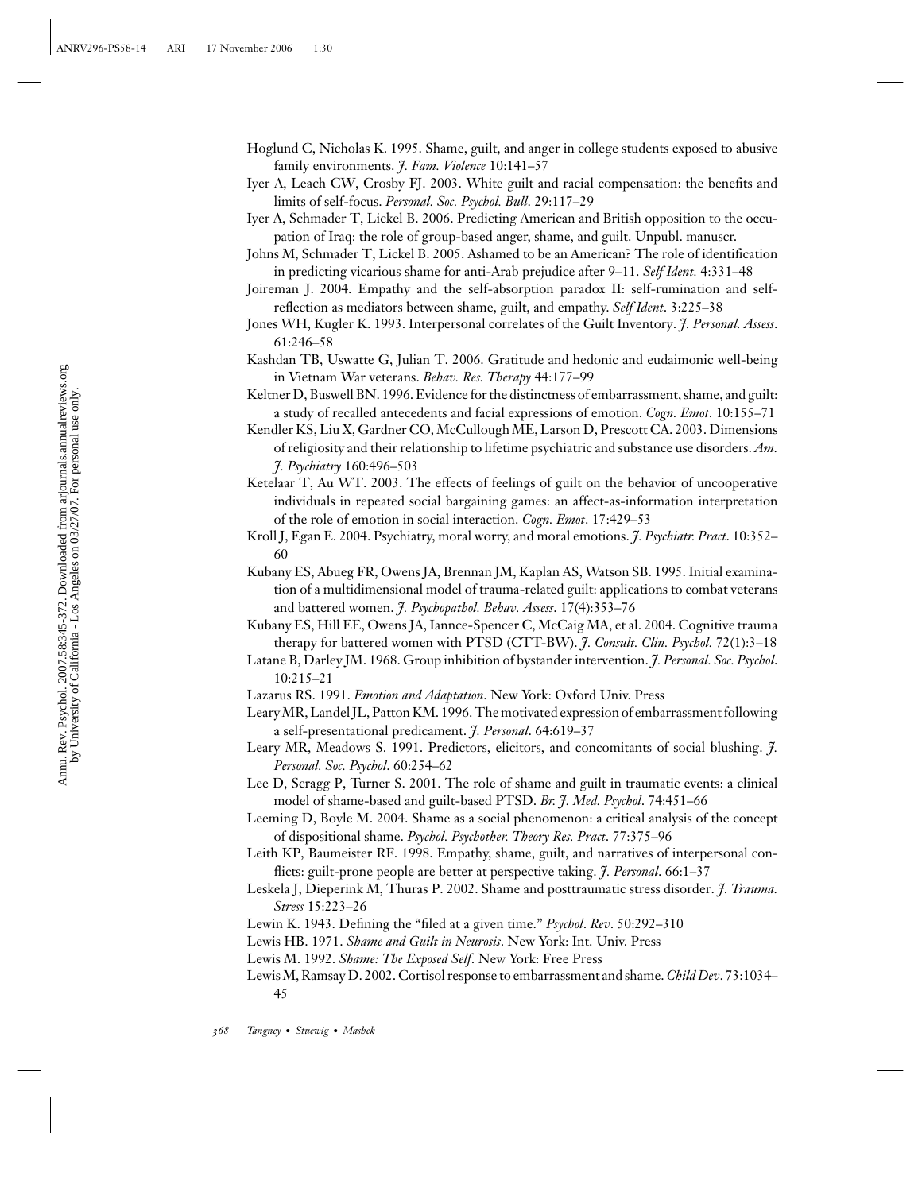Hoglund C, Nicholas K. 1995. Shame, guilt, and anger in college students exposed to abusive family environments. *J. Fam. Violence* 10:141–57

Iyer A, Leach CW, Crosby FJ. 2003. White guilt and racial compensation: the benefits and limits of self-focus. *Personal. Soc. Psychol. Bull*. 29:117–29

Iyer A, Schmader T, Lickel B. 2006. Predicting American and British opposition to the occupation of Iraq: the role of group-based anger, shame, and guilt. Unpubl. manuscr.

Johns M, Schmader T, Lickel B. 2005. Ashamed to be an American? The role of identification in predicting vicarious shame for anti-Arab prejudice after 9–11. *Self Ident.* 4:331–48

Joireman J. 2004. Empathy and the self-absorption paradox II: self-rumination and self-reflection as mediators between shame, guilt, and empathy. *Self Ident*. 3:225–38

Jones WH, Kugler K. 1993. Interpersonal correlates of the Guilt Inventory. *J. Personal. Assess*. 61:246–58

Kashdan TB, Uswatte G, Julian T. 2006. Gratitude and hedonic and eudaimonic well-being in Vietnam War veterans. *Behav. Res. Therapy* 44:177–99

Keltner D, Buswell BN. 1996. Evidence for the distinctness of embarrassment, shame, and guilt: a study of recalled antecedents and facial expressions of emotion. *Cogn. Emot*. 10:155–71

Kendler KS, Liu X, Gardner CO, McCullough ME, Larson D, Prescott CA. 2003. Dimensions of religiosity and their relationship to lifetime psychiatric and substance use disorders. *Am. J. Psychiatry* 160:496–503

Ketelaar T, Au WT. 2003. The effects of feelings of guilt on the behavior of uncooperative individuals in repeated social bargaining games: an affect-as-information interpretation of the role of emotion in social interaction. *Cogn. Emot*. 17:429–53

Kroll J, Egan E. 2004. Psychiatry, moral worry, and moral emotions. *J. Psychiatr. Pract*. 10:352–60

Kubany ES, Abueg FR, Owens JA, Brennan JM, Kaplan AS, Watson SB. 1995. Initial examination of a multidimensional model of trauma-related guilt: applications to combat veterans and battered women. *J. Psychopathol. Behav. Assess*. 17(4):353–76

Kubany ES, Hill EE, Owens JA, Iannce-Spencer C, McCaig MA, et al. 2004. Cognitive trauma therapy for battered women with PTSD (CTT-BW). *J. Consult. Clin. Psychol.* 72(1):3–18

Latane B, Darley JM. 1968. Group inhibition of bystander intervention. *J. Personal. Soc. Psychol*. 10:215–21

Lazarus RS. 1991. *Emotion and Adaptation*. New York: Oxford Univ. Press

Leary MR, Landel JL, Patton KM. 1996. The motivated expression of embarrassment following a self-presentational predicament. *J. Personal*. 64:619–37

Leary MR, Meadows S. 1991. Predictors, elicitors, and concomitants of social blushing. *J. Personal. Soc. Psychol*. 60:254–62

Lee D, Scragg P, Turner S. 2001. The role of shame and guilt in traumatic events: a clinical model of shame-based and guilt-based PTSD. *Br. J. Med. Psychol*. 74:451–66

Leeming D, Boyle M. 2004. Shame as a social phenomenon: a critical analysis of the concept of dispositional shame. *Psychol. Psychother. Theory Res. Pract*. 77:375–96

Leith KP, Baumeister RF. 1998. Empathy, shame, guilt, and narratives of interpersonal conflicts: guilt-prone people are better at perspective taking. *J. Personal*. 66:1–37

Leskela J, Dieperink M, Thuras P. 2002. Shame and posttraumatic stress disorder. *J. Trauma. Stress* 15:223–26

Lewin K. 1943. Defining the "filed at a given time." *Psychol*. *Rev*. 50:292–310

Lewis HB. 1971. *Shame and Guilt in Neurosis*. New York: Int. Univ. Press

Lewis M. 1992. *Shame: The Exposed Self*. New York: Free Press

Lewis M, Ramsay D. 2002. Cortisol response to embarrassment and shame. *Child Dev*. 73:1034–45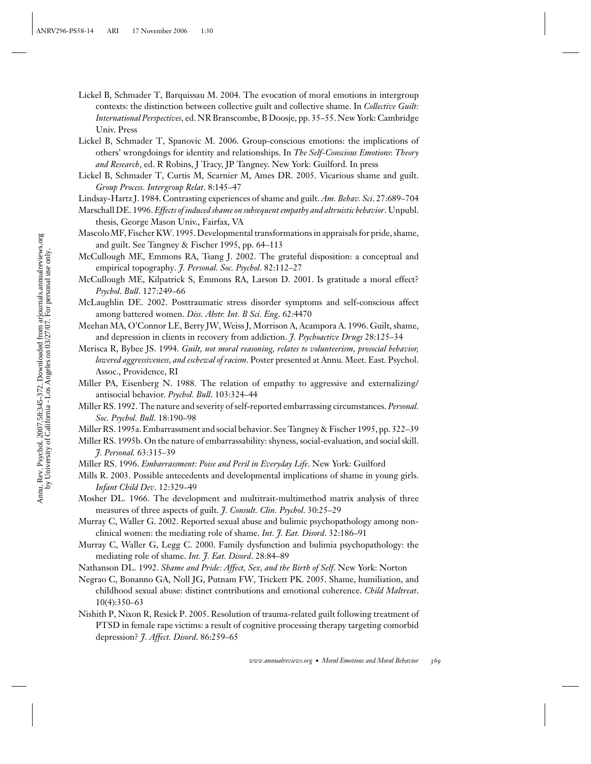Lickel B, Schmader T, Barquissau M. 2004. The evocation of moral emotions in intergroup contexts: the distinction between collective guilt and collective shame. In *Collective Guilt: International Perspectives*, ed. NR Branscombe, B Doosje, pp. 35–55. New York: Cambridge Univ. Press

Lickel B, Schmader T, Spanovic M. 2006. Group-conscious emotions: the implications of others' wrongdoings for identity and relationships. In *The Self-Conscious Emotions: Theory and Research*, ed. R Robins, J Tracy, JP Tangney. New York: Guilford. In press

Lickel B, Schmader T, Curtis M, Scarnier M, Ames DR. 2005. Vicarious shame and guilt. *Group Process. Intergroup Relat*. 8:145–47

Lindsay-Hartz J. 1984. Contrasting experiences of shame and guilt. *Am. Behav. Sci*. 27:689–704

Marschall DE. 1996. *Effects of induced shame on subsequent empathy and altruistic behavior*. Unpubl. thesis, George Mason Univ., Fairfax, VA

Mascolo MF, Fischer KW. 1995. Developmental transformations in appraisals for pride, shame, and guilt. See Tangney & Fischer 1995, pp. 64–113

McCullough ME, Emmons RA, Tsang J. 2002. The grateful disposition: a conceptual and empirical topography. *J. Personal. Soc. Psychol*. 82:112–27

McCullough ME, Kilpatrick S, Emmons RA, Larson D. 2001. Is gratitude a moral effect? *Psychol. Bull*. 127:249–66

McLaughlin DE. 2002. Posttraumatic stress disorder symptoms and self-conscious affect among battered women. *Diss. Abstr. Int. B Sci. Eng*. 62:4470

Meehan MA, O'Connor LE, Berry JW, Weiss J, Morrison A, Acampora A. 1996. Guilt, shame, and depression in clients in recovery from addiction. *J. Psychoactive Drugs* 28:125–34

Merisca R, Bybee JS. 1994. *Guilt, not moral reasoning, relates to volunteerism, prosocial behavior, lowered aggressiveness, and eschewal of racism*. Poster presented at Annu. Meet. East. Psychol. Assoc., Providence, RI

Miller PA, Eisenberg N. 1988. The relation of empathy to aggressive and externalizing/antisocial behavior. *Psychol. Bull*. 103:324–44

Miller RS. 1992. The nature and severity of self-reported embarrassing circumstances. *Personal. Soc. Psychol. Bull*. 18:190–98

Miller RS. 1995a. Embarrassment and social behavior. See Tangney & Fischer 1995, pp. 322–39

Miller RS. 1995b. On the nature of embarrassability: shyness, social-evaluation, and social skill. *J. Personal.* 63:315–39

Miller RS. 1996. *Embarrassment: Poise and Peril in Everyday Life*. New York: Guilford

Mills R. 2003. Possible antecedents and developmental implications of shame in young girls. *Infant Child Dev*. 12:329–49

Mosher DL. 1966. The development and multitrait-multimethod matrix analysis of three measures of three aspects of guilt. *J. Consult. Clin. Psychol*. 30:25–29

Murray C, Waller G. 2002. Reported sexual abuse and bulimic psychopathology among nonclinical women: the mediating role of shame. *Int. J. Eat. Disord*. 32:186–91

Murray C, Waller G, Legg C. 2000. Family dysfunction and bulimia psychopathology: the mediating role of shame. *Int. J. Eat. Disord*. 28:84–89

Nathanson DL. 1992. *Shame and Pride: Affect, Sex, and the Birth of Self*. New York: Norton

Negrao C, Bonanno GA, Noll JG, Putnam FW, Trickett PK. 2005. Shame, humiliation, and childhood sexual abuse: distinct contributions and emotional coherence. *Child Maltreat*. 10(4):350–63

Nishith P, Nixon R, Resick P. 2005. Resolution of trauma-related guilt following treatment of PTSD in female rape victims: a result of cognitive processing therapy targeting comorbid depression? *J. Affect. Disord*. 86:259–65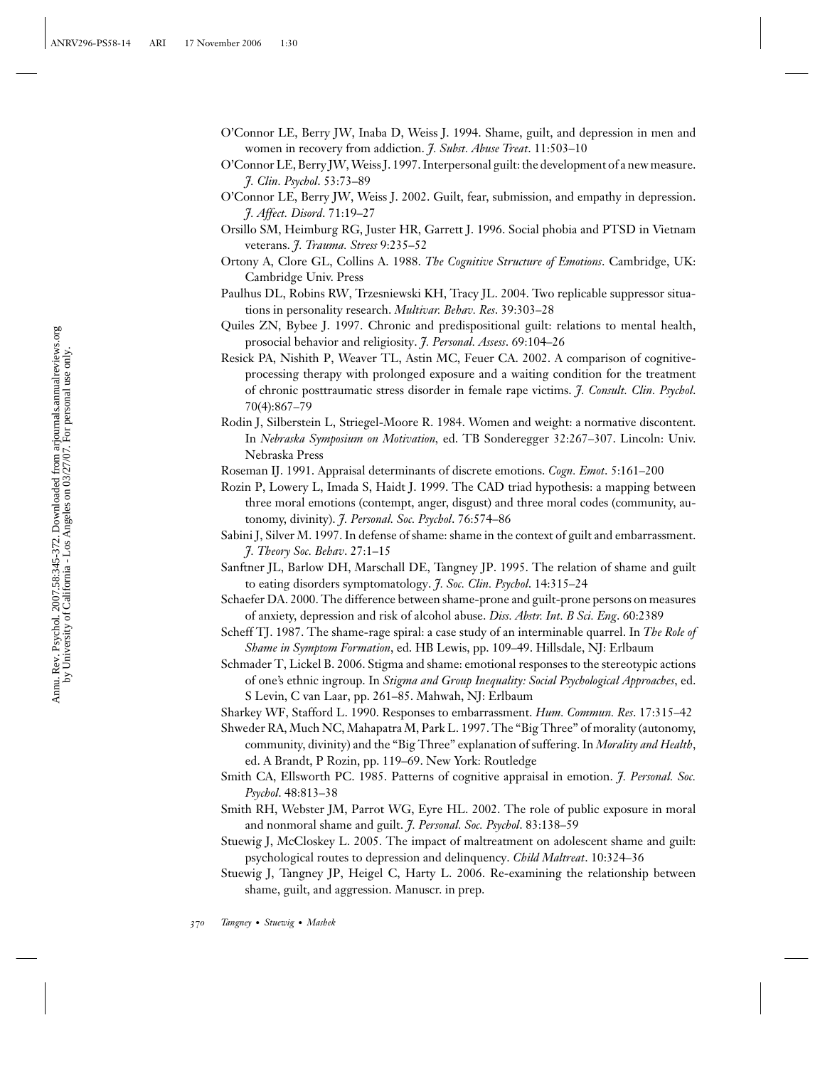O'Connor LE, Berry JW, Inaba D, Weiss J. 1994. Shame, guilt, and depression in men and women in recovery from addiction. *J. Subst. Abuse Treat.* 11:503–10

O'Connor LE, Berry JW, Weiss J. 1997. Interpersonal guilt: the development of a new measure. *J. Clin. Psychol.* 53:73–89

O'Connor LE, Berry JW, Weiss J. 2002. Guilt, fear, submission, and empathy in depression. *J. Affect. Disord.* 71:19–27

Orsillo SM, Heimburg RG, Juster HR, Garrett J. 1996. Social phobia and PTSD in Vietnam veterans. *J. Trauma. Stress* 9:235–52

Ortony A, Clore GL, Collins A. 1988. *The Cognitive Structure of Emotions*. Cambridge, UK: Cambridge Univ. Press

Paulhus DL, Robins RW, Trzesniewski KH, Tracy JL. 2004. Two replicable suppressor situations in personality research. *Multivar. Behav. Res.* 39:303–28

Quiles ZN, Bybee J. 1997. Chronic and predispositional guilt: relations to mental health, prosocial behavior and religiosity. *J. Personal. Assess.* 69:104–26

Resick PA, Nishith P, Weaver TL, Astin MC, Feuer CA. 2002. A comparison of cognitive-processing therapy with prolonged exposure and a waiting condition for the treatment of chronic posttraumatic stress disorder in female rape victims. *J. Consult. Clin. Psychol.* 70(4):867–79

Rodin J, Silberstein L, Striegel-Moore R. 1984. Women and weight: a normative discontent. In *Nebraska Symposium on Motivation*, ed. TB Sonderegger 32:267–307. Lincoln: Univ. Nebraska Press

Roseman IJ. 1991. Appraisal determinants of discrete emotions. *Cogn. Emot.* 5:161–200

Rozin P, Lowery L, Imada S, Haidt J. 1999. The CAD triad hypothesis: a mapping between three moral emotions (contempt, anger, disgust) and three moral codes (community, autonomy, divinity). *J. Personal. Soc. Psychol.* 76:574–86

Sabini J, Silver M. 1997. In defense of shame: shame in the context of guilt and embarrassment. *J. Theory Soc. Behav.* 27:1–15

Sanftner JL, Barlow DH, Marschall DE, Tangney JP. 1995. The relation of shame and guilt to eating disorders symptomatology. *J. Soc. Clin. Psychol.* 14:315–24

Schaefer DA. 2000. The difference between shame-prone and guilt-prone persons on measures of anxiety, depression and risk of alcohol abuse. *Diss. Abstr. Int. B Sci. Eng.* 60:2389

Scheff TJ. 1987. The shame-rage spiral: a case study of an interminable quarrel. In *The Role of Shame in Symptom Formation*, ed. HB Lewis, pp. 109–49. Hillsdale, NJ: Erlbaum

Schmader T, Lickel B. 2006. Stigma and shame: emotional responses to the stereotypic actions of one's ethnic ingroup. In *Stigma and Group Inequality: Social Psychological Approaches*, ed. S Levin, C van Laar, pp. 261–85. Mahwah, NJ: Erlbaum

Sharkey WF, Stafford L. 1990. Responses to embarrassment. *Hum. Commun. Res.* 17:315–42

Shweder RA, Much NC, Mahapatra M, Park L. 1997. The "Big Three" of morality (autonomy, community, divinity) and the "Big Three" explanation of suffering. In *Morality and Health*, ed. A Brandt, P Rozin, pp. 119–69. New York: Routledge

Smith CA, Ellsworth PC. 1985. Patterns of cognitive appraisal in emotion. *J. Personal. Soc. Psychol.* 48:813–38

Smith RH, Webster JM, Parrot WG, Eyre HL. 2002. The role of public exposure in moral and nonmoral shame and guilt. *J. Personal. Soc. Psychol.* 83:138–59

Stuewig J, McCloskey L. 2005. The impact of maltreatment on adolescent shame and guilt: psychological routes to depression and delinquency. *Child Maltreat.* 10:324–36

Stuewig J, Tangney JP, Heigel C, Harty L. 2006. Re-examining the relationship between shame, guilt, and aggression. Manuscr. in prep.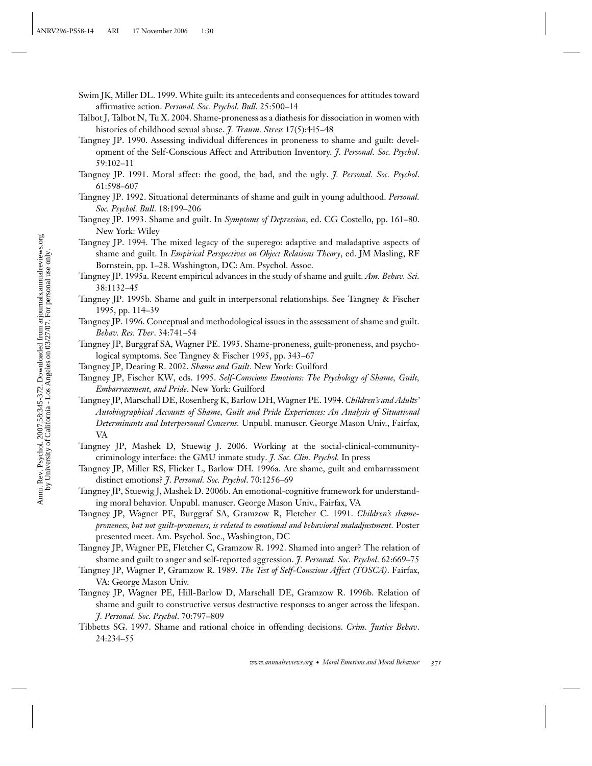Swim JK, Miller DL. 1999. White guilt: its antecedents and consequences for attitudes toward affirmative action. *Personal. Soc. Psychol. Bull*. 25:500–14

Talbot J, Talbot N, Tu X. 2004. Shame-proneness as a diathesis for dissociation in women with histories of childhood sexual abuse. *J. Traum. Stress* 17(5):445–48

Tangney JP. 1990. Assessing individual differences in proneness to shame and guilt: development of the Self-Conscious Affect and Attribution Inventory. *J. Personal. Soc. Psychol*. 59:102–11

Tangney JP. 1991. Moral affect: the good, the bad, and the ugly. *J. Personal. Soc. Psychol*. 61:598–607

Tangney JP. 1992. Situational determinants of shame and guilt in young adulthood. *Personal. Soc. Psychol. Bull*. 18:199–206

Tangney JP. 1993. Shame and guilt. In *Symptoms of Depression*, ed. CG Costello, pp. 161–80. New York: Wiley

Tangney JP. 1994. The mixed legacy of the superego: adaptive and maladaptive aspects of shame and guilt. In *Empirical Perspectives on Object Relations Theory*, ed. JM Masling, RF Bornstein, pp. 1–28. Washington, DC: Am. Psychol. Assoc.

Tangney JP. 1995a. Recent empirical advances in the study of shame and guilt. *Am. Behav. Sci.* 38:1132–45

Tangney JP. 1995b. Shame and guilt in interpersonal relationships. See Tangney & Fischer 1995, pp. 114–39

Tangney JP. 1996. Conceptual and methodological issues in the assessment of shame and guilt. *Behav. Res. Ther*. 34:741–54

Tangney JP, Burggraf SA, Wagner PE. 1995. Shame-proneness, guilt-proneness, and psychological symptoms. See Tangney & Fischer 1995, pp. 343–67

Tangney JP, Dearing R. 2002. *Shame and Guilt*. New York: Guilford

Tangney JP, Fischer KW, eds. 1995. *Self-Conscious Emotions: The Psychology of Shame, Guilt, Embarrassment, and Pride*. New York: Guilford

Tangney JP, Marschall DE, Rosenberg K, Barlow DH, Wagner PE. 1994. *Children's and Adults' Autobiographical Accounts of Shame, Guilt and Pride Experiences: An Analysis of Situational Determinants and Interpersonal Concerns.* Unpubl. manuscr. George Mason Univ., Fairfax, VA

Tangney JP, Mashek D, Stuewig J. 2006. Working at the social-clinical-community-criminology interface: the GMU inmate study. *J. Soc. Clin. Psychol.* In press

Tangney JP, Miller RS, Flicker L, Barlow DH. 1996a. Are shame, guilt and embarrassment distinct emotions? *J. Personal. Soc. Psychol*. 70:1256–69

Tangney JP, Stuewig J, Mashek D. 2006b. An emotional-cognitive framework for understanding moral behavior. Unpubl. manuscr. George Mason Univ., Fairfax, VA

Tangney JP, Wagner PE, Burggraf SA, Gramzow R, Fletcher C. 1991. *Children's shame-proneness, but not guilt-proneness, is related to emotional and behavioral maladjustment.* Poster presented meet. Am. Psychol. Soc., Washington, DC

Tangney JP, Wagner PE, Fletcher C, Gramzow R. 1992. Shamed into anger? The relation of shame and guilt to anger and self-reported aggression. *J. Personal. Soc. Psychol*. 62:669–75

Tangney JP, Wagner P, Gramzow R. 1989. *The Test of Self-Conscious Affect (TOSCA)*. Fairfax, VA: George Mason Univ.

Tangney JP, Wagner PE, Hill-Barlow D, Marschall DE, Gramzow R. 1996b. Relation of shame and guilt to constructive versus destructive responses to anger across the lifespan. *J. Personal. Soc. Psychol*. 70:797–809

Tibbetts SG. 1997. Shame and rational choice in offending decisions. *Crim. Justice Behav*. 24:234–55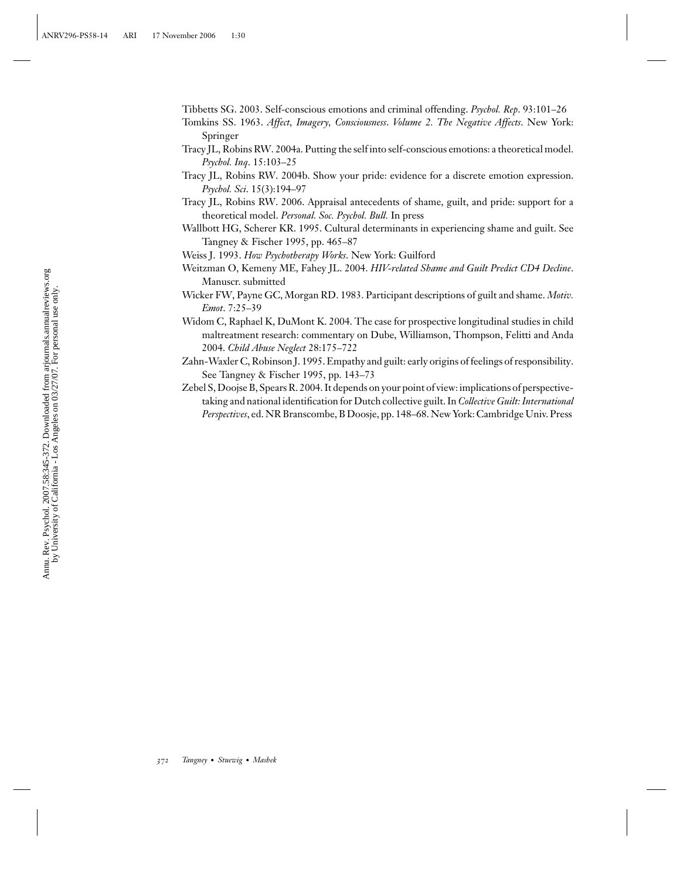Tibbetts SG. 2003. Self-conscious emotions and criminal offending. *Psychol. Rep*. 93:101–26

Tomkins SS. 1963. *Affect, Imagery, Consciousness*. *Volume 2. The Negative Affects*. New York: Springer

Tracy JL, Robins RW. 2004a. Putting the self into self-conscious emotions: a theoretical model. *Psychol. Inq*. 15:103–25

Tracy JL, Robins RW. 2004b. Show your pride: evidence for a discrete emotion expression. *Psychol. Sci*. 15(3):194–97

Tracy JL, Robins RW. 2006. Appraisal antecedents of shame, guilt, and pride: support for a theoretical model. *Personal. Soc. Psychol. Bull.* In press

Wallbott HG, Scherer KR. 1995. Cultural determinants in experiencing shame and guilt. See Tangney & Fischer 1995, pp. 465–87

Weiss J. 1993. *How Psychotherapy Works*. New York: Guilford

Weitzman O, Kemeny ME, Fahey JL. 2004. *HIV-related Shame and Guilt Predict CD4 Decline*. Manuscr. submitted

Wicker FW, Payne GC, Morgan RD. 1983. Participant descriptions of guilt and shame. *Motiv. Emot*. 7:25–39

Widom C, Raphael K, DuMont K. 2004. The case for prospective longitudinal studies in child maltreatment research: commentary on Dube, Williamson, Thompson, Felitti and Anda 2004. *Child Abuse Neglect* 28:175–722

Zahn-Waxler C, Robinson J. 1995. Empathy and guilt: early origins of feelings of responsibility. See Tangney & Fischer 1995, pp. 143–73

Zebel S, Doojse B, Spears R. 2004. It depends on your point of view: implications of perspective-taking and national identification for Dutch collective guilt. In *Collective Guilt: International Perspectives*, ed. NR Branscombe, B Doosje, pp. 148–68. New York: Cambridge Univ. Press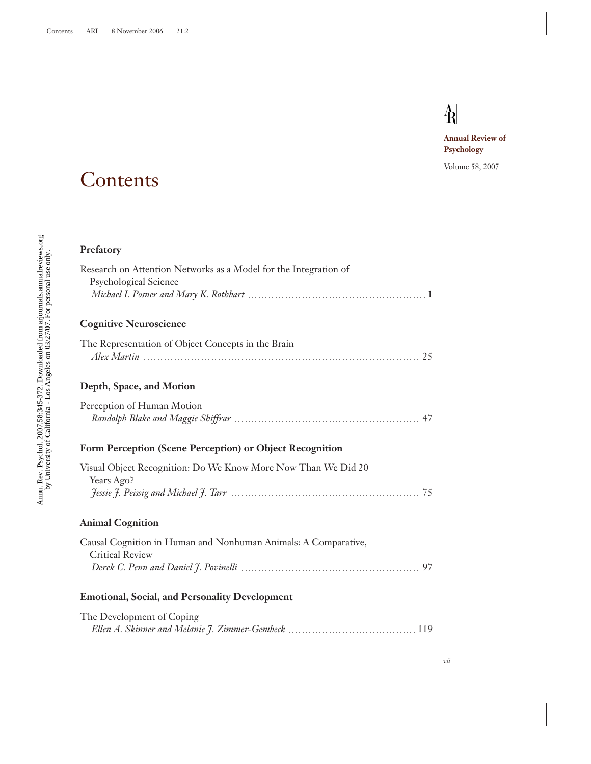Annual Review of Psychology

Volume 58, 2007

# Contents

### Prefatory

Research on Attention Networks as a Model for the Integration of Psychological Science
*Michael I. Posner and Mary K. Rothbart* ..................................................... 1

### Cognitive Neuroscience

The Representation of Object Concepts in the Brain
*Alex Martin* ..................................................................................... 25

### Depth, Space, and Motion

Perception of Human Motion
*Randolph Blake and Maggie Shiffrar* ...................................................... 47

### Form Perception (Scene Perception) or Object Recognition

Visual Object Recognition: Do We Know More Now Than We Did 20 Years Ago?
*Jessie J. Peissig and Michael J. Tarr* ....................................................... 75

### Animal Cognition

Causal Cognition in Human and Nonhuman Animals: A Comparative, Critical Review
*Derek C. Penn and Daniel J. Povinelli* ...................................................... 97

### Emotional, Social, and Personality Development

The Development of Coping
*Ellen A. Skinner and Melanie J. Zimmer-Gembeck* ..................................... 119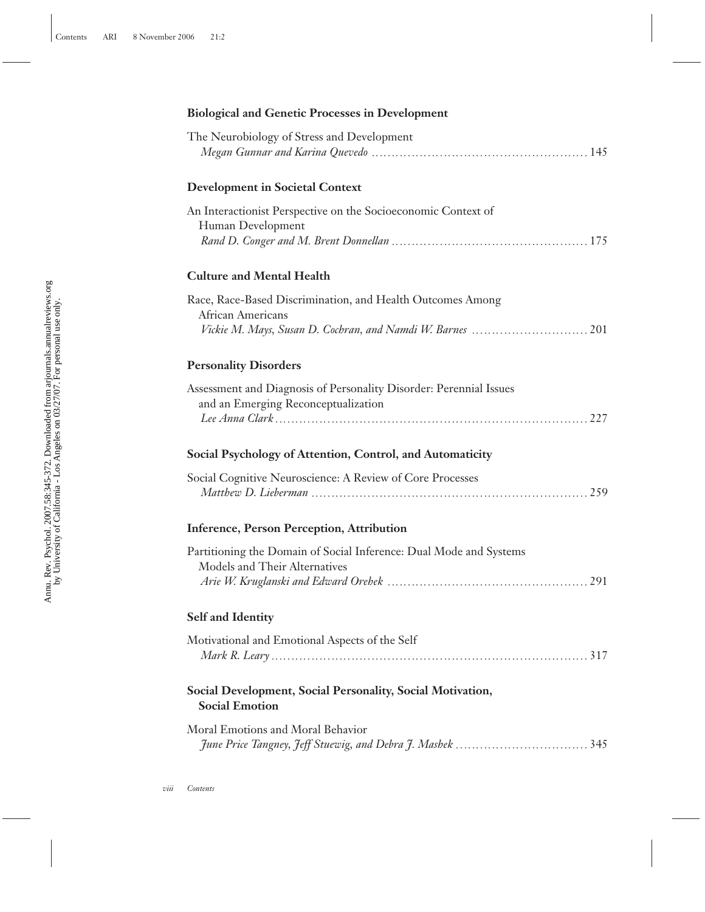### Biological and Genetic Processes in Development

The Neurobiology of Stress and Development
*Megan Gunnar and Karina Quevedo* . . . . . . . . . . . . . . . . . . . . . . . . . . . . . . . . . . . . . . . . . . . . . . . . . . . 145

### Development in Societal Context

An Interactionist Perspective on the Socioeconomic Context of Human Development
*Rand D. Conger and M. Brent Donnellan* . . . . . . . . . . . . . . . . . . . . . . . . . . . . . . . . . . . . . . . . . . . . . . . 175

### Culture and Mental Health

Race, Race-Based Discrimination, and Health Outcomes Among African Americans
*Vickie M. Mays, Susan D. Cochran, and Namdi W. Barnes* . . . . . . . . . . . . . . . . . . . . . . . . . . . . 201

### Personality Disorders

Assessment and Diagnosis of Personality Disorder: Perennial Issues and an Emerging Reconceptualization
*Lee Anna Clark* . . . . . . . . . . . . . . . . . . . . . . . . . . . . . . . . . . . . . . . . . . . . . . . . . . . . . . . . . . . . . . . . . . . . . . 227

### Social Psychology of Attention, Control, and Automaticity

Social Cognitive Neuroscience: A Review of Core Processes
*Matthew D. Lieberman* . . . . . . . . . . . . . . . . . . . . . . . . . . . . . . . . . . . . . . . . . . . . . . . . . . . . . . . . . . . . . . . . 259

### Inference, Person Perception, Attribution

Partitioning the Domain of Social Inference: Dual Mode and Systems Models and Their Alternatives
*Arie W. Kruglanski and Edward Orehek* . . . . . . . . . . . . . . . . . . . . . . . . . . . . . . . . . . . . . . . . . . . . . . . 291

### Self and Identity

Motivational and Emotional Aspects of the Self
*Mark R. Leary* . . . . . . . . . . . . . . . . . . . . . . . . . . . . . . . . . . . . . . . . . . . . . . . . . . . . . . . . . . . . . . . . . . . . . . . . 317

### Social Development, Social Personality, Social Motivation, Social Emotion

Moral Emotions and Moral Behavior
*June Price Tangney, Jeff Stuewig, and Debra J. Mashek* . . . . . . . . . . . . . . . . . . . . . . . . . . . . . . . . 345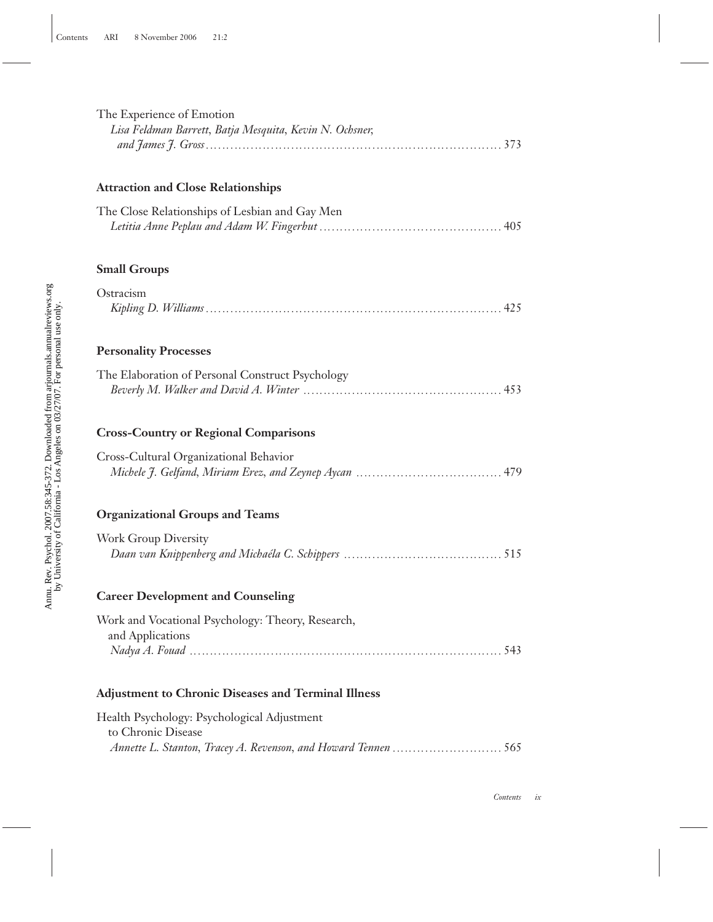The Experience of Emotion
*Lisa Feldman Barrett, Batja Mesquita, Kevin N. Ochsner, and James J. Gross* ........ 373

**Attraction and Close Relationships**

The Close Relationships of Lesbian and Gay Men
*Letitia Anne Peplau and Adam W. Fingerhut* ........ 405

**Small Groups**

Ostracism
*Kipling D. Williams* ........ 425

**Personality Processes**

The Elaboration of Personal Construct Psychology
*Beverly M. Walker and David A. Winter* ........ 453

**Cross-Country or Regional Comparisons**

Cross-Cultural Organizational Behavior
*Michele J. Gelfand, Miriam Erez, and Zeynep Aycan* ........ 479

**Organizational Groups and Teams**

Work Group Diversity
*Daan van Knippenberg and Michaéla C. Schippers* ........ 515

**Career Development and Counseling**

Work and Vocational Psychology: Theory, Research, and Applications
*Nadya A. Fouad* ........ 543

**Adjustment to Chronic Diseases and Terminal Illness**

Health Psychology: Psychological Adjustment to Chronic Disease
*Annette L. Stanton, Tracey A. Revenson, and Howard Tennen* ........ 565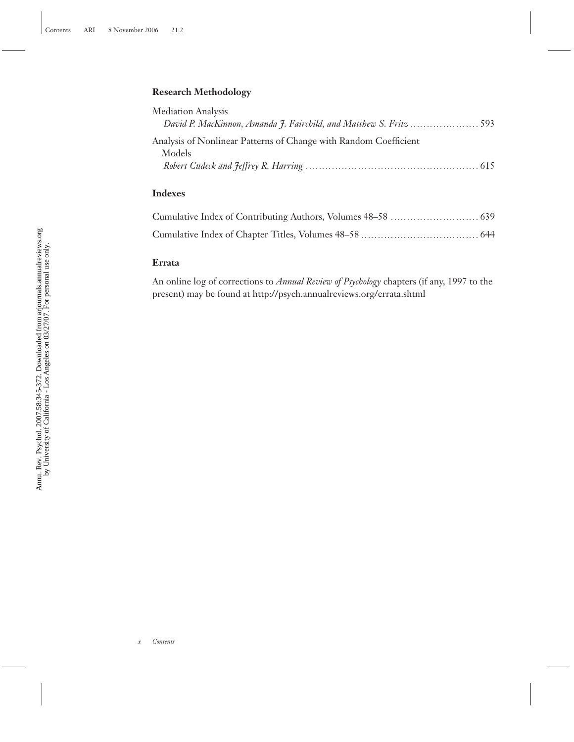### Research Methodology

Mediation Analysis
*David P. MacKinnon, Amanda J. Fairchild, and Matthew S. Fritz* . . . . . . . . . . . . . . . . . . . . 593

Analysis of Nonlinear Patterns of Change with Random Coefficient Models
*Robert Cudeck and Jeffrey R. Harring* . . . . . . . . . . . . . . . . . . . . . . . . . . . . . . . . . . . . . . . . . . . . . . . . . . 615

### Indexes

Cumulative Index of Contributing Authors, Volumes 48–58 . . . . . . . . . . . . . . . . . . . . . . . . . . 639

Cumulative Index of Chapter Titles, Volumes 48–58 . . . . . . . . . . . . . . . . . . . . . . . . . . . . . . . . . . 644

### Errata

An online log of corrections to *Annual Review of Psychology* chapters (if any, 1997 to the present) may be found at http://psych.annualreviews.org/errata.shtml